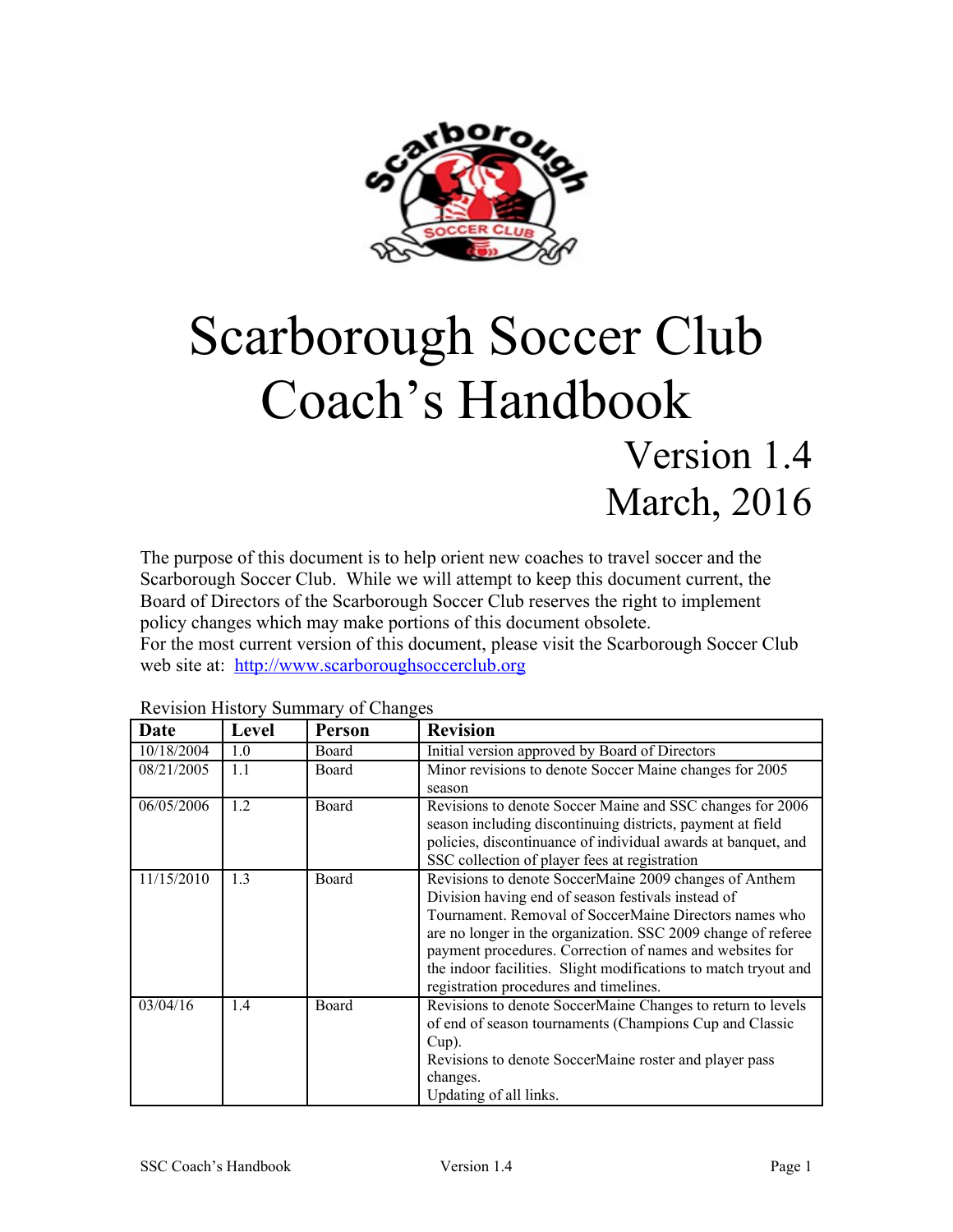# Scarborough Soccer Club Coach's Handbook

## Version 1.4
## March, 2016

The purpose of this document is to help orient new coaches to travel soccer and the Scarborough Soccer Club. While we will attempt to keep this document current, the Board of Directors of the Scarborough Soccer Club reserves the right to implement policy changes which may make portions of this document obsolete.
For the most current version of this document, please visit the Scarborough Soccer Club web site at: http://www.scarboroughsoccerclub.org

Revision History Summary of Changes

| Date | Level | Person | Revision |
|---|---|---|---|
| 10/18/2004 | 1.0 | Board | Initial version approved by Board of Directors |
| 08/21/2005 | 1.1 | Board | Minor revisions to denote Soccer Maine changes for 2005 season |
| 06/05/2006 | 1.2 | Board | Revisions to denote Soccer Maine and SSC changes for 2006 season including discontinuing districts, payment at field policies, discontinuance of individual awards at banquet, and SSC collection of player fees at registration |
| 11/15/2010 | 1.3 | Board | Revisions to denote SoccerMaine 2009 changes of Anthem Division having end of season festivals instead of Tournament. Removal of SoccerMaine Directors names who are no longer in the organization. SSC 2009 change of referee payment procedures. Correction of names and websites for the indoor facilities. Slight modifications to match tryout and registration procedures and timelines. |
| 03/04/16 | 1.4 | Board | Revisions to denote SoccerMaine Changes to return to levels of end of season tournaments (Champions Cup and Classic Cup).<br>Revisions to denote SoccerMaine roster and player pass changes.<br>Updating of all links. |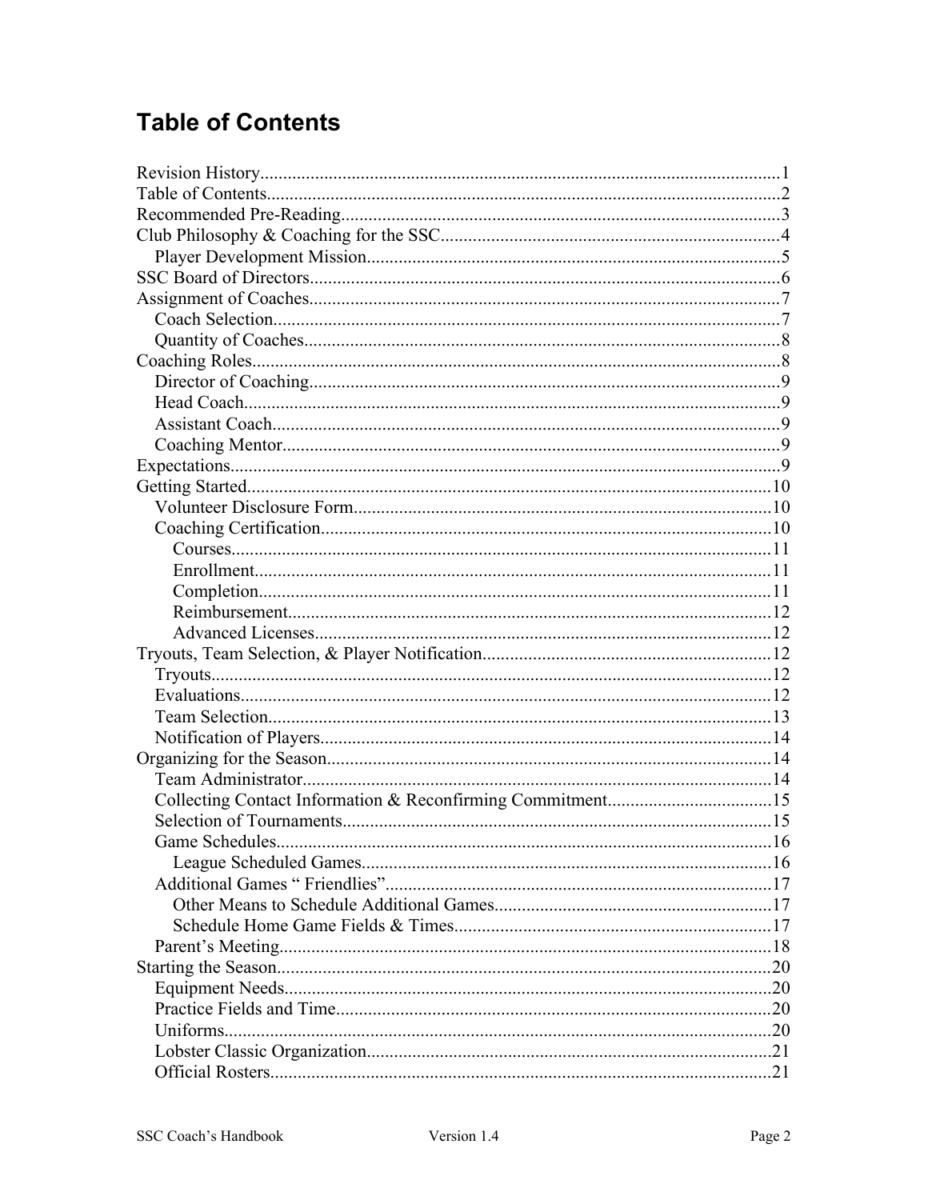# Table of Contents

Revision History....................................................1
Table of Contents....................................................2
Recommended Pre-Reading....................................................3
Club Philosophy & Coaching for the SSC....................................................4
  Player Development Mission....................................................5
SSC Board of Directors....................................................6
Assignment of Coaches....................................................7
  Coach Selection....................................................7
  Quantity of Coaches....................................................8
Coaching Roles....................................................8
  Director of Coaching....................................................9
  Head Coach....................................................9
  Assistant Coach....................................................9
  Coaching Mentor....................................................9
Expectations....................................................9
Getting Started....................................................10
  Volunteer Disclosure Form....................................................10
  Coaching Certification....................................................10
    Courses....................................................11
    Enrollment....................................................11
    Completion....................................................11
    Reimbursement....................................................12
    Advanced Licenses....................................................12
Tryouts, Team Selection, & Player Notification....................................................12
  Tryouts....................................................12
  Evaluations....................................................12
  Team Selection....................................................13
  Notification of Players....................................................14
Organizing for the Season....................................................14
  Team Administrator....................................................14
  Collecting Contact Information & Reconfirming Commitment....................................................15
  Selection of Tournaments....................................................15
  Game Schedules....................................................16
    League Scheduled Games....................................................16
  Additional Games " Friendlies"....................................................17
    Other Means to Schedule Additional Games....................................................17
    Schedule Home Game Fields & Times....................................................17
  Parent's Meeting....................................................18
Starting the Season....................................................20
  Equipment Needs....................................................20
  Practice Fields and Time....................................................20
  Uniforms....................................................20
  Lobster Classic Organization....................................................21
  Official Rosters....................................................21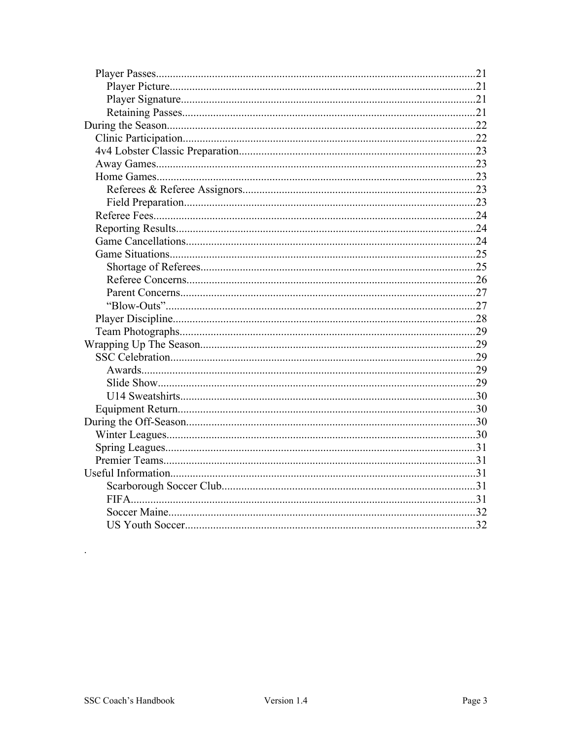- Player Passes....................................................................................................21
  - Player Picture.............................................................................................21
  - Player Signature.........................................................................................21
  - Retaining Passes.........................................................................................21
- During the Season..............................................................................................22
  - Clinic Participation.......................................................................................22
  - 4v4 Lobster Classic Preparation...................................................................23
  - Away Games..................................................................................................23
  - Home Games..................................................................................................23
    - Referees & Referee Assignors...................................................................23
    - Field Preparation........................................................................................23
  - Referee Fees...................................................................................................24
  - Reporting Results...........................................................................................24
  - Game Cancellations........................................................................................24
  - Game Situations..............................................................................................25
    - Shortage of Referees...................................................................................25
    - Referee Concerns........................................................................................26
    - Parent Concerns..........................................................................................27
    - "Blow-Outs"................................................................................................27
  - Player Discipline.............................................................................................28
  - Team Photographs...........................................................................................29
- Wrapping Up The Season.......................................................................................29
  - SSC Celebration..............................................................................................29
    - Awards........................................................................................................29
    - Slide Show..................................................................................................29
    - U14 Sweatshirts...........................................................................................30
  - Equipment Return............................................................................................30
- During the Off-Season............................................................................................30
  - Winter Leagues.................................................................................................30
  - Spring Leagues.................................................................................................31
  - Premier Teams..................................................................................................31
- Useful Information..................................................................................................31
  - Scarborough Soccer Club...............................................................................31
  - FIFA...............................................................................................................31
  - Soccer Maine..................................................................................................32
  - US Youth Soccer............................................................................................32

.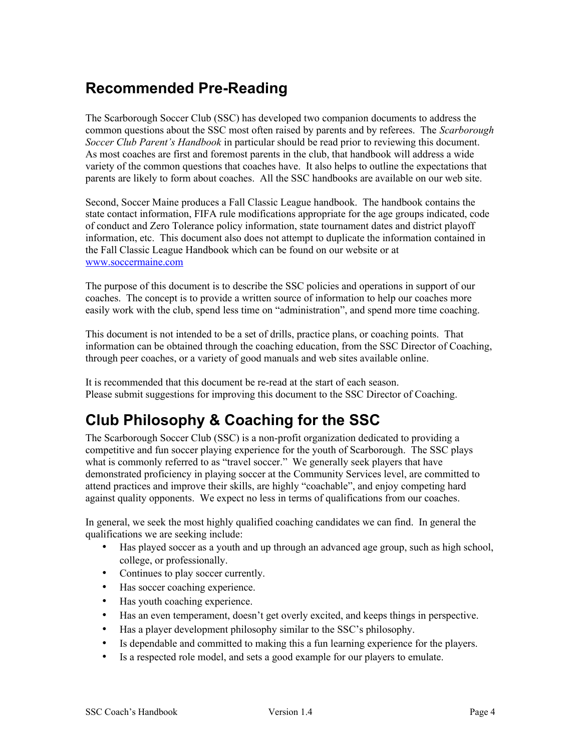# Recommended Pre-Reading

The Scarborough Soccer Club (SSC) has developed two companion documents to address the common questions about the SSC most often raised by parents and by referees. The *Scarborough Soccer Club Parent's Handbook* in particular should be read prior to reviewing this document. As most coaches are first and foremost parents in the club, that handbook will address a wide variety of the common questions that coaches have. It also helps to outline the expectations that parents are likely to form about coaches. All the SSC handbooks are available on our web site.

Second, Soccer Maine produces a Fall Classic League handbook. The handbook contains the state contact information, FIFA rule modifications appropriate for the age groups indicated, code of conduct and Zero Tolerance policy information, state tournament dates and district playoff information, etc. This document also does not attempt to duplicate the information contained in the Fall Classic League Handbook which can be found on our website or at [www.soccermaine.com](www.soccermaine.com)

The purpose of this document is to describe the SSC policies and operations in support of our coaches. The concept is to provide a written source of information to help our coaches more easily work with the club, spend less time on "administration", and spend more time coaching.

This document is not intended to be a set of drills, practice plans, or coaching points. That information can be obtained through the coaching education, from the SSC Director of Coaching, through peer coaches, or a variety of good manuals and web sites available online.

It is recommended that this document be re-read at the start of each season.
Please submit suggestions for improving this document to the SSC Director of Coaching.

# Club Philosophy & Coaching for the SSC

The Scarborough Soccer Club (SSC) is a non-profit organization dedicated to providing a competitive and fun soccer playing experience for the youth of Scarborough. The SSC plays what is commonly referred to as "travel soccer." We generally seek players that have demonstrated proficiency in playing soccer at the Community Services level, are committed to attend practices and improve their skills, are highly "coachable", and enjoy competing hard against quality opponents. We expect no less in terms of qualifications from our coaches.

In general, we seek the most highly qualified coaching candidates we can find. In general the qualifications we are seeking include:

- Has played soccer as a youth and up through an advanced age group, such as high school, college, or professionally.
- Continues to play soccer currently.
- Has soccer coaching experience.
- Has youth coaching experience.
- Has an even temperament, doesn't get overly excited, and keeps things in perspective.
- Has a player development philosophy similar to the SSC's philosophy.
- Is dependable and committed to making this a fun learning experience for the players.
- Is a respected role model, and sets a good example for our players to emulate.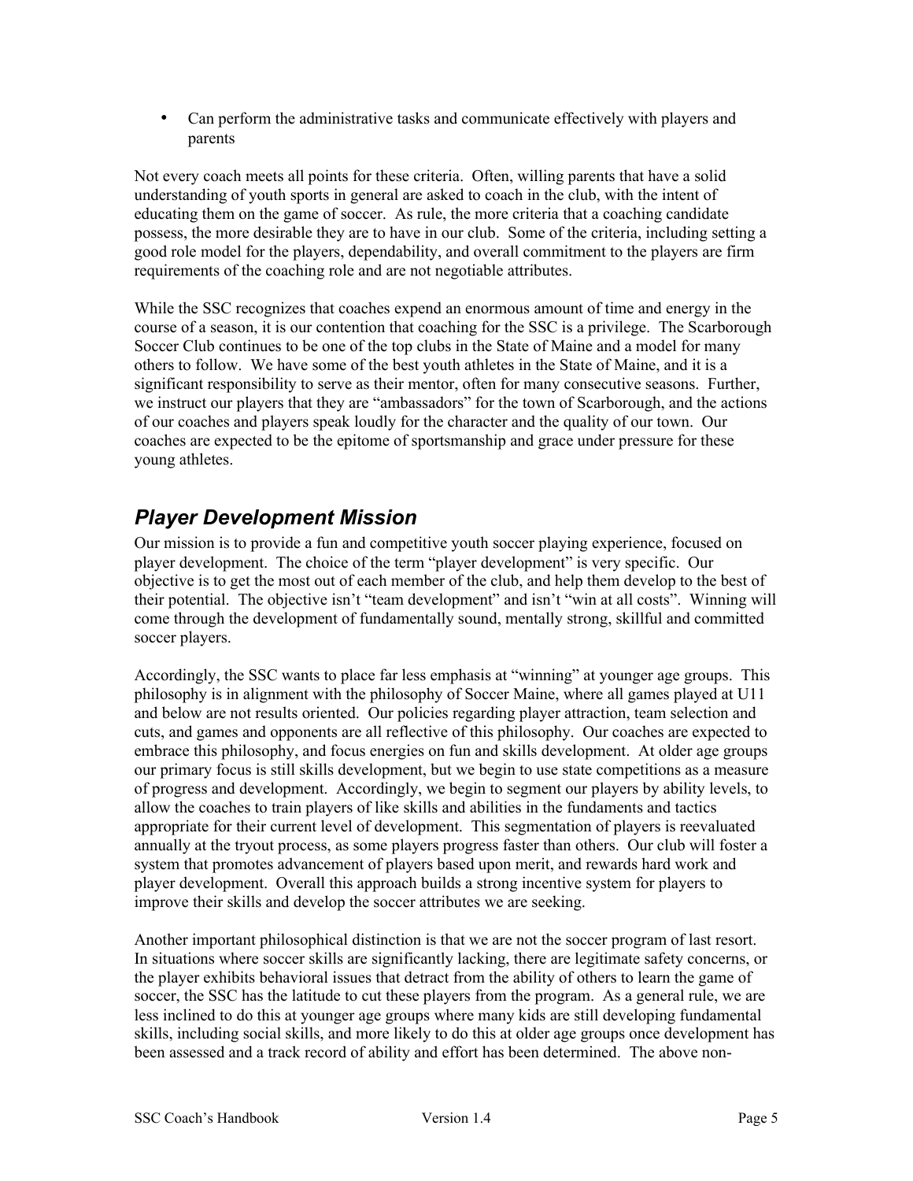- Can perform the administrative tasks and communicate effectively with players and parents

Not every coach meets all points for these criteria. Often, willing parents that have a solid understanding of youth sports in general are asked to coach in the club, with the intent of educating them on the game of soccer. As rule, the more criteria that a coaching candidate possess, the more desirable they are to have in our club. Some of the criteria, including setting a good role model for the players, dependability, and overall commitment to the players are firm requirements of the coaching role and are not negotiable attributes.

While the SSC recognizes that coaches expend an enormous amount of time and energy in the course of a season, it is our contention that coaching for the SSC is a privilege. The Scarborough Soccer Club continues to be one of the top clubs in the State of Maine and a model for many others to follow. We have some of the best youth athletes in the State of Maine, and it is a significant responsibility to serve as their mentor, often for many consecutive seasons. Further, we instruct our players that they are "ambassadors" for the town of Scarborough, and the actions of our coaches and players speak loudly for the character and the quality of our town. Our coaches are expected to be the epitome of sportsmanship and grace under pressure for these young athletes.

## *Player Development Mission*

Our mission is to provide a fun and competitive youth soccer playing experience, focused on player development. The choice of the term "player development" is very specific. Our objective is to get the most out of each member of the club, and help them develop to the best of their potential. The objective isn't "team development" and isn't "win at all costs". Winning will come through the development of fundamentally sound, mentally strong, skillful and committed soccer players.

Accordingly, the SSC wants to place far less emphasis at "winning" at younger age groups. This philosophy is in alignment with the philosophy of Soccer Maine, where all games played at U11 and below are not results oriented. Our policies regarding player attraction, team selection and cuts, and games and opponents are all reflective of this philosophy. Our coaches are expected to embrace this philosophy, and focus energies on fun and skills development. At older age groups our primary focus is still skills development, but we begin to use state competitions as a measure of progress and development. Accordingly, we begin to segment our players by ability levels, to allow the coaches to train players of like skills and abilities in the fundaments and tactics appropriate for their current level of development. This segmentation of players is reevaluated annually at the tryout process, as some players progress faster than others. Our club will foster a system that promotes advancement of players based upon merit, and rewards hard work and player development. Overall this approach builds a strong incentive system for players to improve their skills and develop the soccer attributes we are seeking.

Another important philosophical distinction is that we are not the soccer program of last resort. In situations where soccer skills are significantly lacking, there are legitimate safety concerns, or the player exhibits behavioral issues that detract from the ability of others to learn the game of soccer, the SSC has the latitude to cut these players from the program. As a general rule, we are less inclined to do this at younger age groups where many kids are still developing fundamental skills, including social skills, and more likely to do this at older age groups once development has been assessed and a track record of ability and effort has been determined. The above non-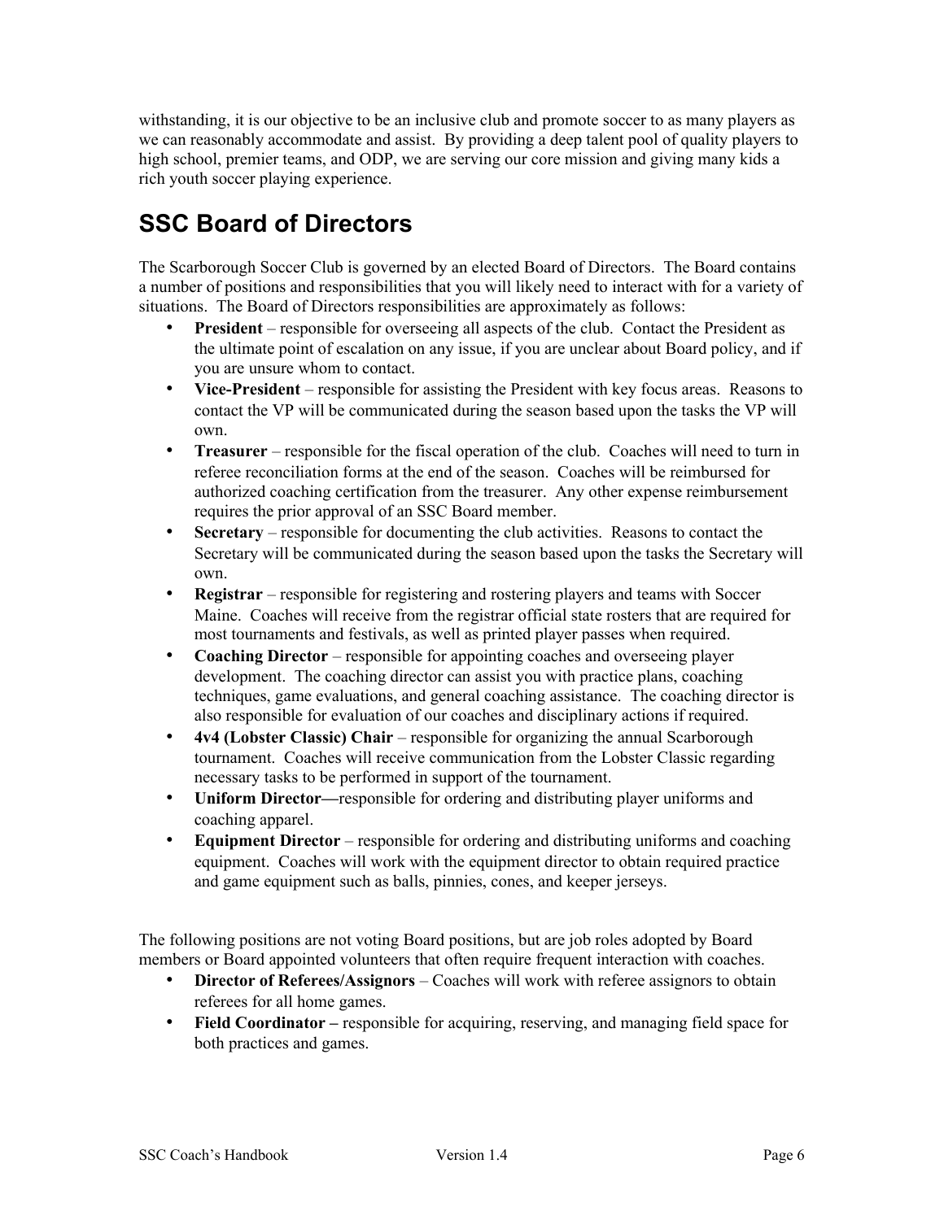withstanding, it is our objective to be an inclusive club and promote soccer to as many players as we can reasonably accommodate and assist. By providing a deep talent pool of quality players to high school, premier teams, and ODP, we are serving our core mission and giving many kids a rich youth soccer playing experience.

## SSC Board of Directors

The Scarborough Soccer Club is governed by an elected Board of Directors. The Board contains a number of positions and responsibilities that you will likely need to interact with for a variety of situations. The Board of Directors responsibilities are approximately as follows:

- **President** – responsible for overseeing all aspects of the club. Contact the President as the ultimate point of escalation on any issue, if you are unclear about Board policy, and if you are unsure whom to contact.
- **Vice-President** – responsible for assisting the President with key focus areas. Reasons to contact the VP will be communicated during the season based upon the tasks the VP will own.
- **Treasurer** – responsible for the fiscal operation of the club. Coaches will need to turn in referee reconciliation forms at the end of the season. Coaches will be reimbursed for authorized coaching certification from the treasurer. Any other expense reimbursement requires the prior approval of an SSC Board member.
- **Secretary** – responsible for documenting the club activities. Reasons to contact the Secretary will be communicated during the season based upon the tasks the Secretary will own.
- **Registrar** – responsible for registering and rostering players and teams with Soccer Maine. Coaches will receive from the registrar official state rosters that are required for most tournaments and festivals, as well as printed player passes when required.
- **Coaching Director** – responsible for appointing coaches and overseeing player development. The coaching director can assist you with practice plans, coaching techniques, game evaluations, and general coaching assistance. The coaching director is also responsible for evaluation of our coaches and disciplinary actions if required.
- **4v4 (Lobster Classic) Chair** – responsible for organizing the annual Scarborough tournament. Coaches will receive communication from the Lobster Classic regarding necessary tasks to be performed in support of the tournament.
- **Uniform Director—**responsible for ordering and distributing player uniforms and coaching apparel.
- **Equipment Director** – responsible for ordering and distributing uniforms and coaching equipment. Coaches will work with the equipment director to obtain required practice and game equipment such as balls, pinnies, cones, and keeper jerseys.

The following positions are not voting Board positions, but are job roles adopted by Board members or Board appointed volunteers that often require frequent interaction with coaches.

- **Director of Referees/Assignors** – Coaches will work with referee assignors to obtain referees for all home games.
- **Field Coordinator –** responsible for acquiring, reserving, and managing field space for both practices and games.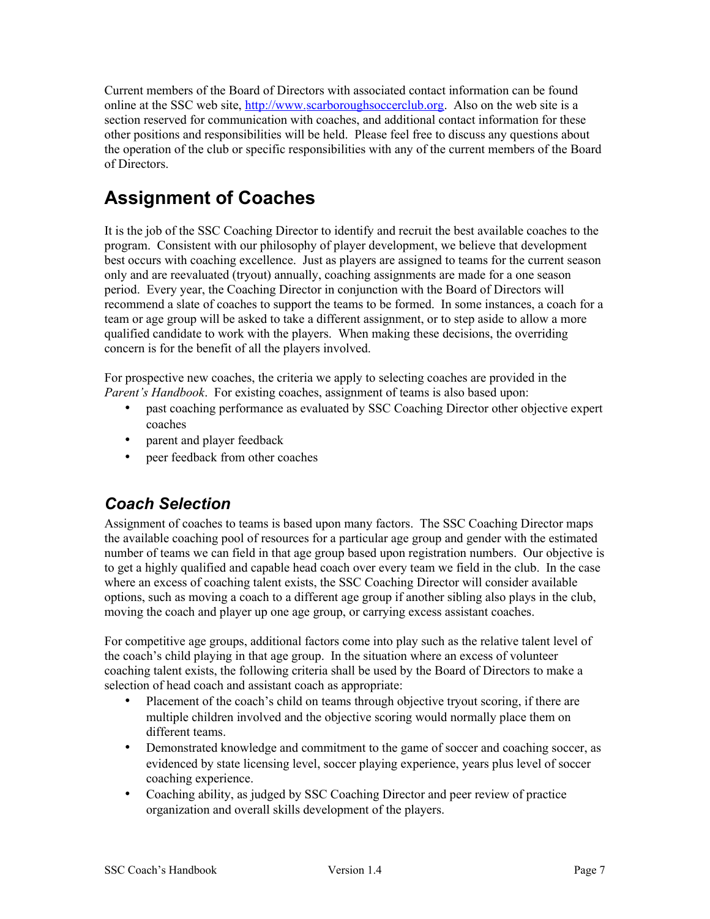Current members of the Board of Directors with associated contact information can be found online at the SSC web site, [http://www.scarboroughsoccerclub.org](http://www.scarboroughsoccerclub.org). Also on the web site is a section reserved for communication with coaches, and additional contact information for these other positions and responsibilities will be held. Please feel free to discuss any questions about the operation of the club or specific responsibilities with any of the current members of the Board of Directors.

# Assignment of Coaches

It is the job of the SSC Coaching Director to identify and recruit the best available coaches to the program. Consistent with our philosophy of player development, we believe that development best occurs with coaching excellence. Just as players are assigned to teams for the current season only and are reevaluated (tryout) annually, coaching assignments are made for a one season period. Every year, the Coaching Director in conjunction with the Board of Directors will recommend a slate of coaches to support the teams to be formed. In some instances, a coach for a team or age group will be asked to take a different assignment, or to step aside to allow a more qualified candidate to work with the players. When making these decisions, the overriding concern is for the benefit of all the players involved.

For prospective new coaches, the criteria we apply to selecting coaches are provided in the *Parent's Handbook*. For existing coaches, assignment of teams is also based upon:

- past coaching performance as evaluated by SSC Coaching Director other objective expert coaches
- parent and player feedback
- peer feedback from other coaches

## *Coach Selection*

Assignment of coaches to teams is based upon many factors. The SSC Coaching Director maps the available coaching pool of resources for a particular age group and gender with the estimated number of teams we can field in that age group based upon registration numbers. Our objective is to get a highly qualified and capable head coach over every team we field in the club. In the case where an excess of coaching talent exists, the SSC Coaching Director will consider available options, such as moving a coach to a different age group if another sibling also plays in the club, moving the coach and player up one age group, or carrying excess assistant coaches.

For competitive age groups, additional factors come into play such as the relative talent level of the coach's child playing in that age group. In the situation where an excess of volunteer coaching talent exists, the following criteria shall be used by the Board of Directors to make a selection of head coach and assistant coach as appropriate:

- Placement of the coach's child on teams through objective tryout scoring, if there are multiple children involved and the objective scoring would normally place them on different teams.
- Demonstrated knowledge and commitment to the game of soccer and coaching soccer, as evidenced by state licensing level, soccer playing experience, years plus level of soccer coaching experience.
- Coaching ability, as judged by SSC Coaching Director and peer review of practice organization and overall skills development of the players.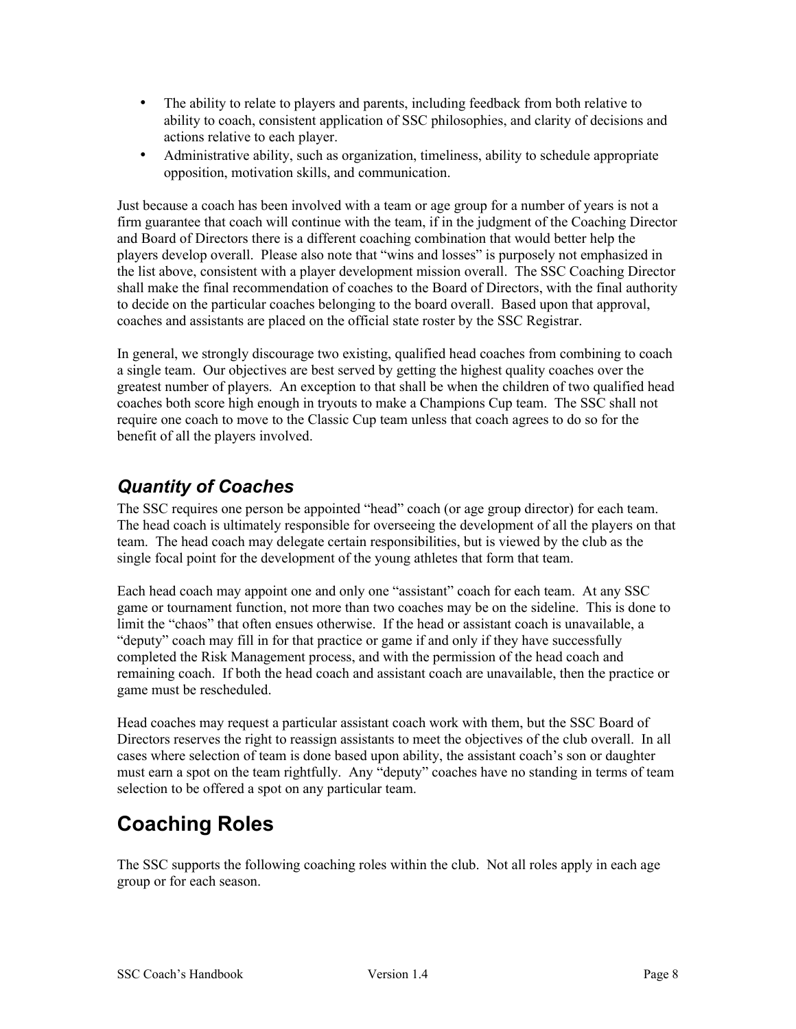- The ability to relate to players and parents, including feedback from both relative to ability to coach, consistent application of SSC philosophies, and clarity of decisions and actions relative to each player.
- Administrative ability, such as organization, timeliness, ability to schedule appropriate opposition, motivation skills, and communication.

Just because a coach has been involved with a team or age group for a number of years is not a firm guarantee that coach will continue with the team, if in the judgment of the Coaching Director and Board of Directors there is a different coaching combination that would better help the players develop overall. Please also note that "wins and losses" is purposely not emphasized in the list above, consistent with a player development mission overall. The SSC Coaching Director shall make the final recommendation of coaches to the Board of Directors, with the final authority to decide on the particular coaches belonging to the board overall. Based upon that approval, coaches and assistants are placed on the official state roster by the SSC Registrar.

In general, we strongly discourage two existing, qualified head coaches from combining to coach a single team. Our objectives are best served by getting the highest quality coaches over the greatest number of players. An exception to that shall be when the children of two qualified head coaches both score high enough in tryouts to make a Champions Cup team. The SSC shall not require one coach to move to the Classic Cup team unless that coach agrees to do so for the benefit of all the players involved.

### *Quantity of Coaches*

The SSC requires one person be appointed "head" coach (or age group director) for each team. The head coach is ultimately responsible for overseeing the development of all the players on that team. The head coach may delegate certain responsibilities, but is viewed by the club as the single focal point for the development of the young athletes that form that team.

Each head coach may appoint one and only one "assistant" coach for each team. At any SSC game or tournament function, not more than two coaches may be on the sideline. This is done to limit the "chaos" that often ensues otherwise. If the head or assistant coach is unavailable, a "deputy" coach may fill in for that practice or game if and only if they have successfully completed the Risk Management process, and with the permission of the head coach and remaining coach. If both the head coach and assistant coach are unavailable, then the practice or game must be rescheduled.

Head coaches may request a particular assistant coach work with them, but the SSC Board of Directors reserves the right to reassign assistants to meet the objectives of the club overall. In all cases where selection of team is done based upon ability, the assistant coach's son or daughter must earn a spot on the team rightfully. Any "deputy" coaches have no standing in terms of team selection to be offered a spot on any particular team.

## Coaching Roles

The SSC supports the following coaching roles within the club. Not all roles apply in each age group or for each season.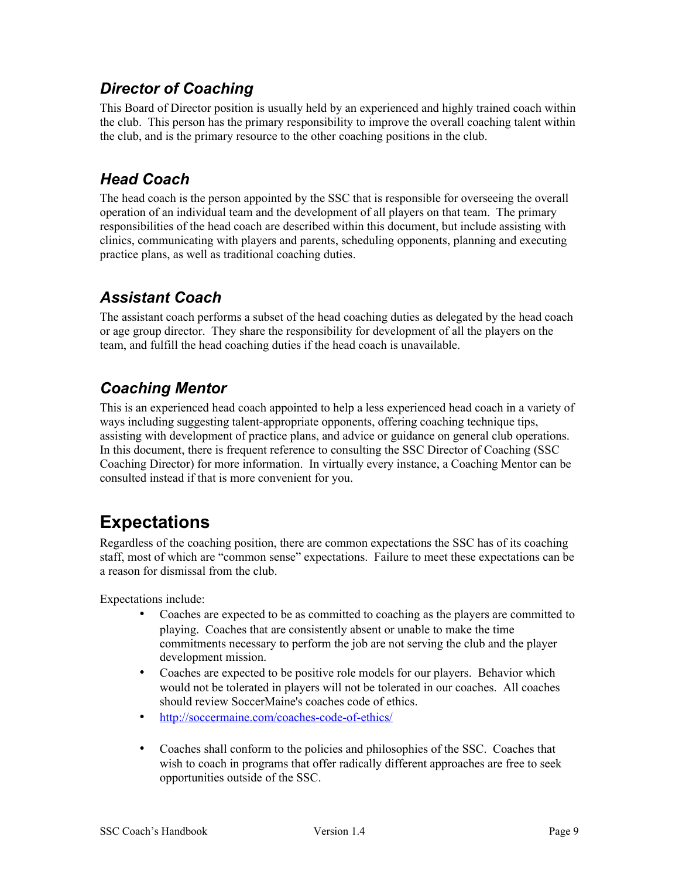### *Director of Coaching*

This Board of Director position is usually held by an experienced and highly trained coach within the club. This person has the primary responsibility to improve the overall coaching talent within the club, and is the primary resource to the other coaching positions in the club.

### *Head Coach*

The head coach is the person appointed by the SSC that is responsible for overseeing the overall operation of an individual team and the development of all players on that team. The primary responsibilities of the head coach are described within this document, but include assisting with clinics, communicating with players and parents, scheduling opponents, planning and executing practice plans, as well as traditional coaching duties.

### *Assistant Coach*

The assistant coach performs a subset of the head coaching duties as delegated by the head coach or age group director. They share the responsibility for development of all the players on the team, and fulfill the head coaching duties if the head coach is unavailable.

### *Coaching Mentor*

This is an experienced head coach appointed to help a less experienced head coach in a variety of ways including suggesting talent-appropriate opponents, offering coaching technique tips, assisting with development of practice plans, and advice or guidance on general club operations. In this document, there is frequent reference to consulting the SSC Director of Coaching (SSC Coaching Director) for more information. In virtually every instance, a Coaching Mentor can be consulted instead if that is more convenient for you.

## Expectations

Regardless of the coaching position, there are common expectations the SSC has of its coaching staff, most of which are "common sense" expectations. Failure to meet these expectations can be a reason for dismissal from the club.

Expectations include:

- Coaches are expected to be as committed to coaching as the players are committed to playing. Coaches that are consistently absent or unable to make the time commitments necessary to perform the job are not serving the club and the player development mission.
- Coaches are expected to be positive role models for our players. Behavior which would not be tolerated in players will not be tolerated in our coaches. All coaches should review SoccerMaine's coaches code of ethics.
- http://soccermaine.com/coaches-code-of-ethics/
- Coaches shall conform to the policies and philosophies of the SSC. Coaches that wish to coach in programs that offer radically different approaches are free to seek opportunities outside of the SSC.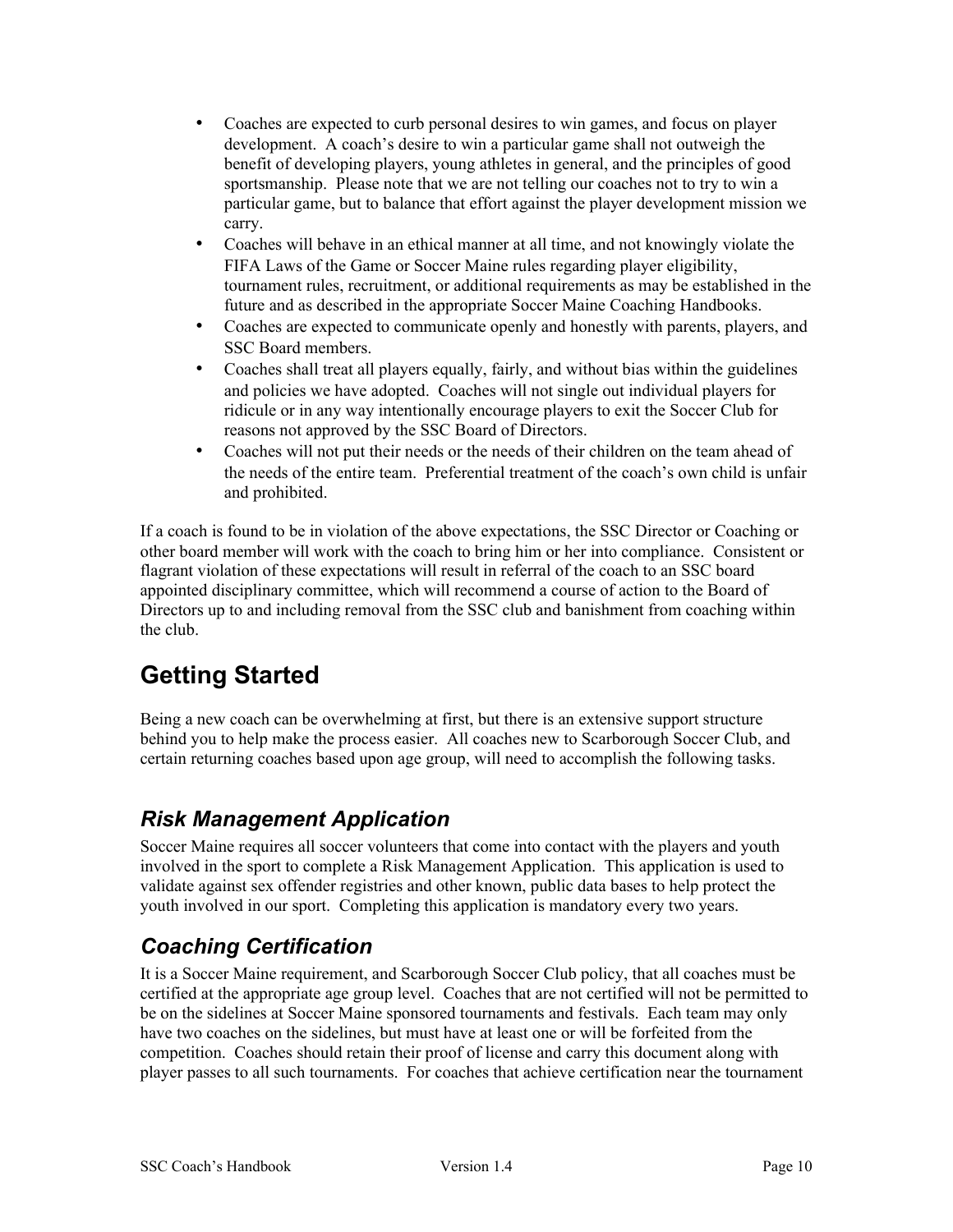- Coaches are expected to curb personal desires to win games, and focus on player development. A coach's desire to win a particular game shall not outweigh the benefit of developing players, young athletes in general, and the principles of good sportsmanship. Please note that we are not telling our coaches not to try to win a particular game, but to balance that effort against the player development mission we carry.
- Coaches will behave in an ethical manner at all time, and not knowingly violate the FIFA Laws of the Game or Soccer Maine rules regarding player eligibility, tournament rules, recruitment, or additional requirements as may be established in the future and as described in the appropriate Soccer Maine Coaching Handbooks.
- Coaches are expected to communicate openly and honestly with parents, players, and SSC Board members.
- Coaches shall treat all players equally, fairly, and without bias within the guidelines and policies we have adopted. Coaches will not single out individual players for ridicule or in any way intentionally encourage players to exit the Soccer Club for reasons not approved by the SSC Board of Directors.
- Coaches will not put their needs or the needs of their children on the team ahead of the needs of the entire team. Preferential treatment of the coach's own child is unfair and prohibited.

If a coach is found to be in violation of the above expectations, the SSC Director or Coaching or other board member will work with the coach to bring him or her into compliance. Consistent or flagrant violation of these expectations will result in referral of the coach to an SSC board appointed disciplinary committee, which will recommend a course of action to the Board of Directors up to and including removal from the SSC club and banishment from coaching within the club.

# Getting Started

Being a new coach can be overwhelming at first, but there is an extensive support structure behind you to help make the process easier. All coaches new to Scarborough Soccer Club, and certain returning coaches based upon age group, will need to accomplish the following tasks.

## *Risk Management Application*

Soccer Maine requires all soccer volunteers that come into contact with the players and youth involved in the sport to complete a Risk Management Application. This application is used to validate against sex offender registries and other known, public data bases to help protect the youth involved in our sport. Completing this application is mandatory every two years.

## *Coaching Certification*

It is a Soccer Maine requirement, and Scarborough Soccer Club policy, that all coaches must be certified at the appropriate age group level. Coaches that are not certified will not be permitted to be on the sidelines at Soccer Maine sponsored tournaments and festivals. Each team may only have two coaches on the sidelines, but must have at least one or will be forfeited from the competition. Coaches should retain their proof of license and carry this document along with player passes to all such tournaments. For coaches that achieve certification near the tournament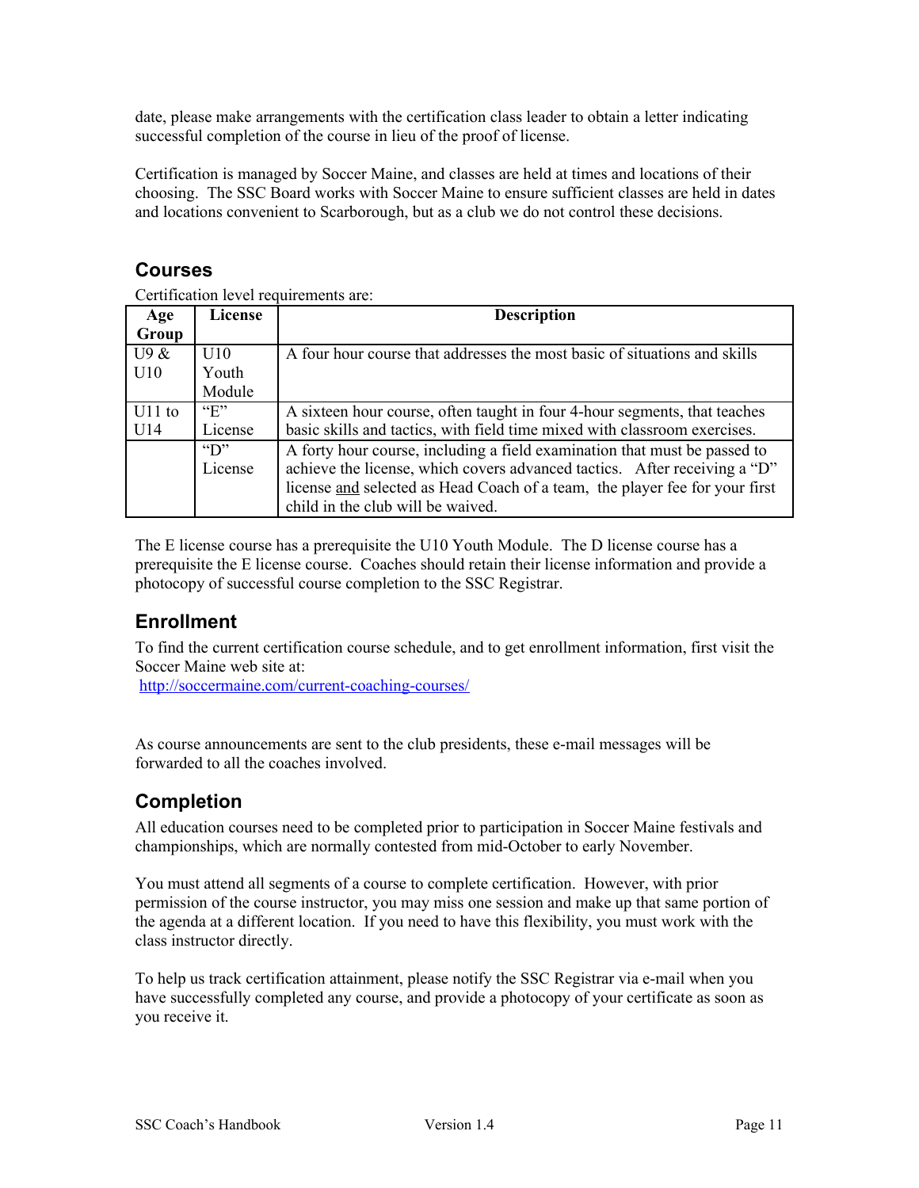date, please make arrangements with the certification class leader to obtain a letter indicating successful completion of the course in lieu of the proof of license.

Certification is managed by Soccer Maine, and classes are held at times and locations of their choosing. The SSC Board works with Soccer Maine to ensure sufficient classes are held in dates and locations convenient to Scarborough, but as a club we do not control these decisions.

## Courses

Certification level requirements are:

| Age Group | License | Description |
|---|---|---|
| U9 & U10 | U10 Youth Module | A four hour course that addresses the most basic of situations and skills |
| U11 to U14 | "E" License | A sixteen hour course, often taught in four 4-hour segments, that teaches basic skills and tactics, with field time mixed with classroom exercises. |
| | "D" License | A forty hour course, including a field examination that must be passed to achieve the license, which covers advanced tactics. After receiving a "D" license <u>and</u> selected as Head Coach of a team, the player fee for your first child in the club will be waived. |

The E license course has a prerequisite the U10 Youth Module. The D license course has a prerequisite the E license course. Coaches should retain their license information and provide a photocopy of successful course completion to the SSC Registrar.

## Enrollment

To find the current certification course schedule, and to get enrollment information, first visit the Soccer Maine web site at:
http://soccermaine.com/current-coaching-courses/

As course announcements are sent to the club presidents, these e-mail messages will be forwarded to all the coaches involved.

## Completion

All education courses need to be completed prior to participation in Soccer Maine festivals and championships, which are normally contested from mid-October to early November.

You must attend all segments of a course to complete certification. However, with prior permission of the course instructor, you may miss one session and make up that same portion of the agenda at a different location. If you need to have this flexibility, you must work with the class instructor directly.

To help us track certification attainment, please notify the SSC Registrar via e-mail when you have successfully completed any course, and provide a photocopy of your certificate as soon as you receive it.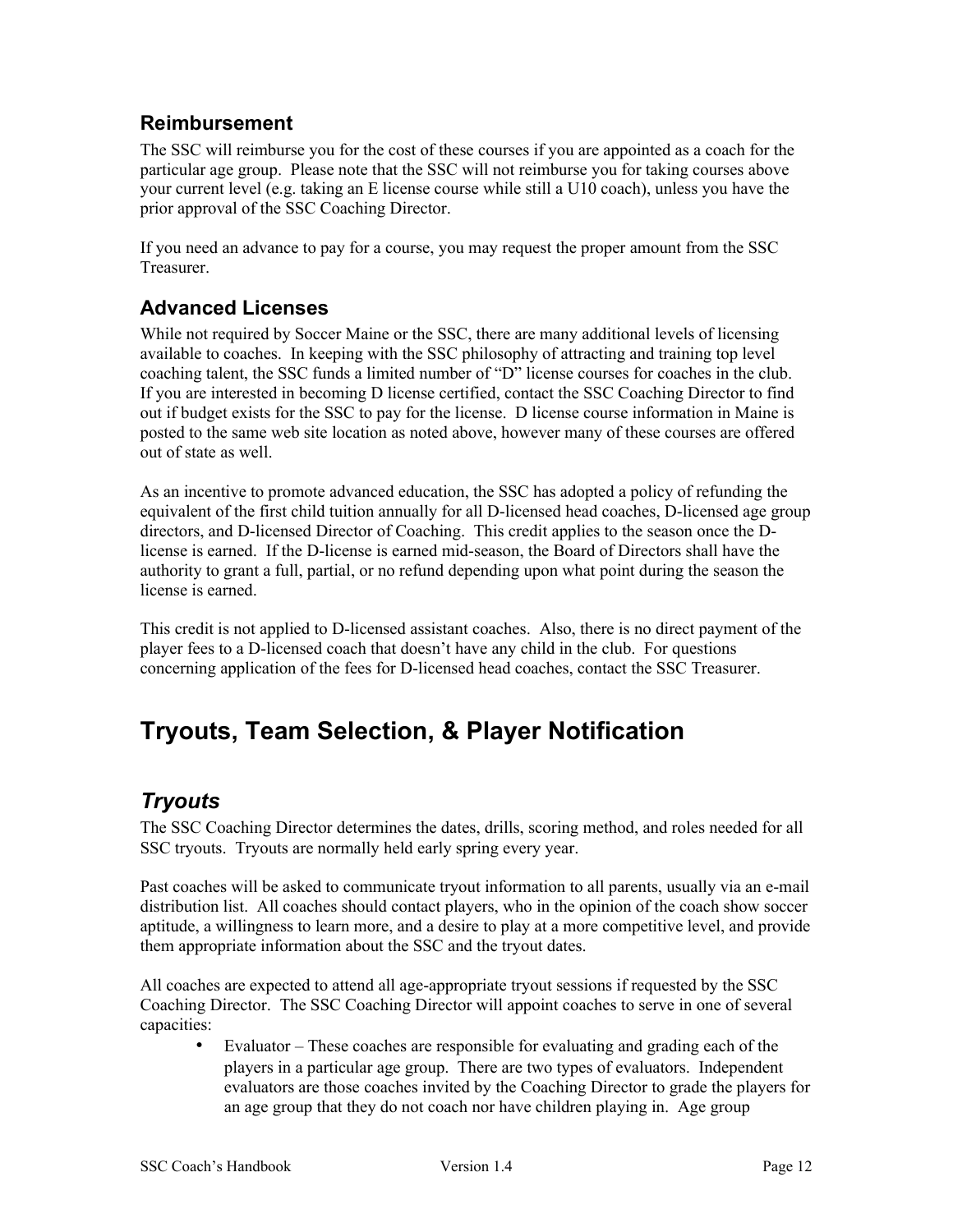### Reimbursement

The SSC will reimburse you for the cost of these courses if you are appointed as a coach for the particular age group. Please note that the SSC will not reimburse you for taking courses above your current level (e.g. taking an E license course while still a U10 coach), unless you have the prior approval of the SSC Coaching Director.

If you need an advance to pay for a course, you may request the proper amount from the SSC Treasurer.

### Advanced Licenses

While not required by Soccer Maine or the SSC, there are many additional levels of licensing available to coaches. In keeping with the SSC philosophy of attracting and training top level coaching talent, the SSC funds a limited number of "D" license courses for coaches in the club. If you are interested in becoming D license certified, contact the SSC Coaching Director to find out if budget exists for the SSC to pay for the license. D license course information in Maine is posted to the same web site location as noted above, however many of these courses are offered out of state as well.

As an incentive to promote advanced education, the SSC has adopted a policy of refunding the equivalent of the first child tuition annually for all D-licensed head coaches, D-licensed age group directors, and D-licensed Director of Coaching. This credit applies to the season once the D-license is earned. If the D-license is earned mid-season, the Board of Directors shall have the authority to grant a full, partial, or no refund depending upon what point during the season the license is earned.

This credit is not applied to D-licensed assistant coaches. Also, there is no direct payment of the player fees to a D-licensed coach that doesn't have any child in the club. For questions concerning application of the fees for D-licensed head coaches, contact the SSC Treasurer.

# Tryouts, Team Selection, & Player Notification

## *Tryouts*

The SSC Coaching Director determines the dates, drills, scoring method, and roles needed for all SSC tryouts. Tryouts are normally held early spring every year.

Past coaches will be asked to communicate tryout information to all parents, usually via an e-mail distribution list. All coaches should contact players, who in the opinion of the coach show soccer aptitude, a willingness to learn more, and a desire to play at a more competitive level, and provide them appropriate information about the SSC and the tryout dates.

All coaches are expected to attend all age-appropriate tryout sessions if requested by the SSC Coaching Director. The SSC Coaching Director will appoint coaches to serve in one of several capacities:

- Evaluator – These coaches are responsible for evaluating and grading each of the players in a particular age group. There are two types of evaluators. Independent evaluators are those coaches invited by the Coaching Director to grade the players for an age group that they do not coach nor have children playing in. Age group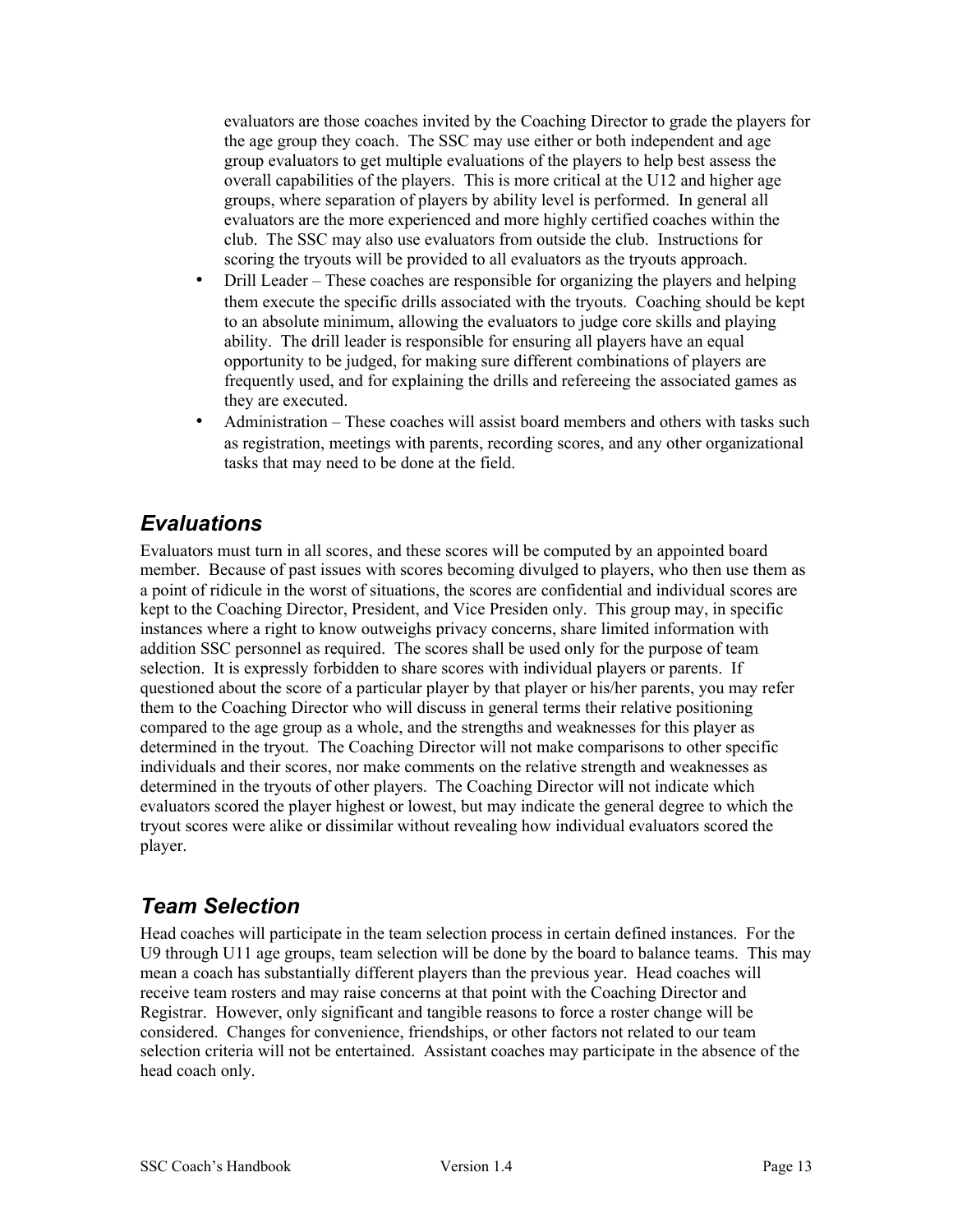evaluators are those coaches invited by the Coaching Director to grade the players for the age group they coach. The SSC may use either or both independent and age group evaluators to get multiple evaluations of the players to help best assess the overall capabilities of the players. This is more critical at the U12 and higher age groups, where separation of players by ability level is performed. In general all evaluators are the more experienced and more highly certified coaches within the club. The SSC may also use evaluators from outside the club. Instructions for scoring the tryouts will be provided to all evaluators as the tryouts approach.

- Drill Leader – These coaches are responsible for organizing the players and helping them execute the specific drills associated with the tryouts. Coaching should be kept to an absolute minimum, allowing the evaluators to judge core skills and playing ability. The drill leader is responsible for ensuring all players have an equal opportunity to be judged, for making sure different combinations of players are frequently used, and for explaining the drills and refereeing the associated games as they are executed.
- Administration – These coaches will assist board members and others with tasks such as registration, meetings with parents, recording scores, and any other organizational tasks that may need to be done at the field.

## *Evaluations*

Evaluators must turn in all scores, and these scores will be computed by an appointed board member. Because of past issues with scores becoming divulged to players, who then use them as a point of ridicule in the worst of situations, the scores are confidential and individual scores are kept to the Coaching Director, President, and Vice Presiden only. This group may, in specific instances where a right to know outweighs privacy concerns, share limited information with addition SSC personnel as required. The scores shall be used only for the purpose of team selection. It is expressly forbidden to share scores with individual players or parents. If questioned about the score of a particular player by that player or his/her parents, you may refer them to the Coaching Director who will discuss in general terms their relative positioning compared to the age group as a whole, and the strengths and weaknesses for this player as determined in the tryout. The Coaching Director will not make comparisons to other specific individuals and their scores, nor make comments on the relative strength and weaknesses as determined in the tryouts of other players. The Coaching Director will not indicate which evaluators scored the player highest or lowest, but may indicate the general degree to which the tryout scores were alike or dissimilar without revealing how individual evaluators scored the player.

## *Team Selection*

Head coaches will participate in the team selection process in certain defined instances. For the U9 through U11 age groups, team selection will be done by the board to balance teams. This may mean a coach has substantially different players than the previous year. Head coaches will receive team rosters and may raise concerns at that point with the Coaching Director and Registrar. However, only significant and tangible reasons to force a roster change will be considered. Changes for convenience, friendships, or other factors not related to our team selection criteria will not be entertained. Assistant coaches may participate in the absence of the head coach only.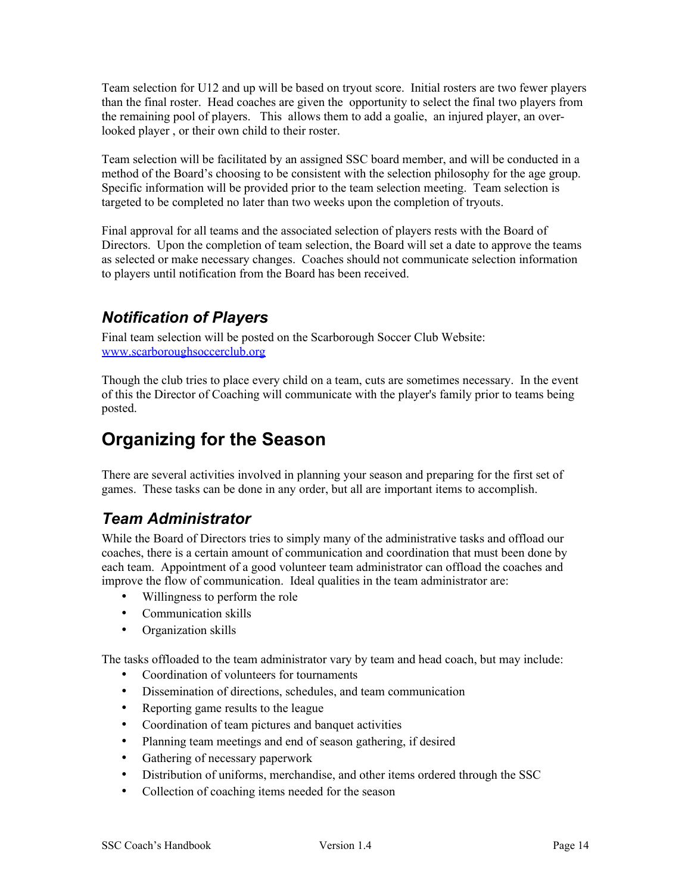Team selection for U12 and up will be based on tryout score. Initial rosters are two fewer players than the final roster. Head coaches are given the opportunity to select the final two players from the remaining pool of players. This allows them to add a goalie, an injured player, an over-looked player , or their own child to their roster.

Team selection will be facilitated by an assigned SSC board member, and will be conducted in a method of the Board's choosing to be consistent with the selection philosophy for the age group. Specific information will be provided prior to the team selection meeting. Team selection is targeted to be completed no later than two weeks upon the completion of tryouts.

Final approval for all teams and the associated selection of players rests with the Board of Directors. Upon the completion of team selection, the Board will set a date to approve the teams as selected or make necessary changes. Coaches should not communicate selection information to players until notification from the Board has been received.

## *Notification of Players*

Final team selection will be posted on the Scarborough Soccer Club Website: [www.scarboroughsoccerclub.org](http://www.scarboroughsoccerclub.org)

Though the club tries to place every child on a team, cuts are sometimes necessary. In the event of this the Director of Coaching will communicate with the player's family prior to teams being posted.

# Organizing for the Season

There are several activities involved in planning your season and preparing for the first set of games. These tasks can be done in any order, but all are important items to accomplish.

## *Team Administrator*

While the Board of Directors tries to simply many of the administrative tasks and offload our coaches, there is a certain amount of communication and coordination that must been done by each team. Appointment of a good volunteer team administrator can offload the coaches and improve the flow of communication. Ideal qualities in the team administrator are:

- Willingness to perform the role
- Communication skills
- Organization skills

The tasks offloaded to the team administrator vary by team and head coach, but may include:

- Coordination of volunteers for tournaments
- Dissemination of directions, schedules, and team communication
- Reporting game results to the league
- Coordination of team pictures and banquet activities
- Planning team meetings and end of season gathering, if desired
- Gathering of necessary paperwork
- Distribution of uniforms, merchandise, and other items ordered through the SSC
- Collection of coaching items needed for the season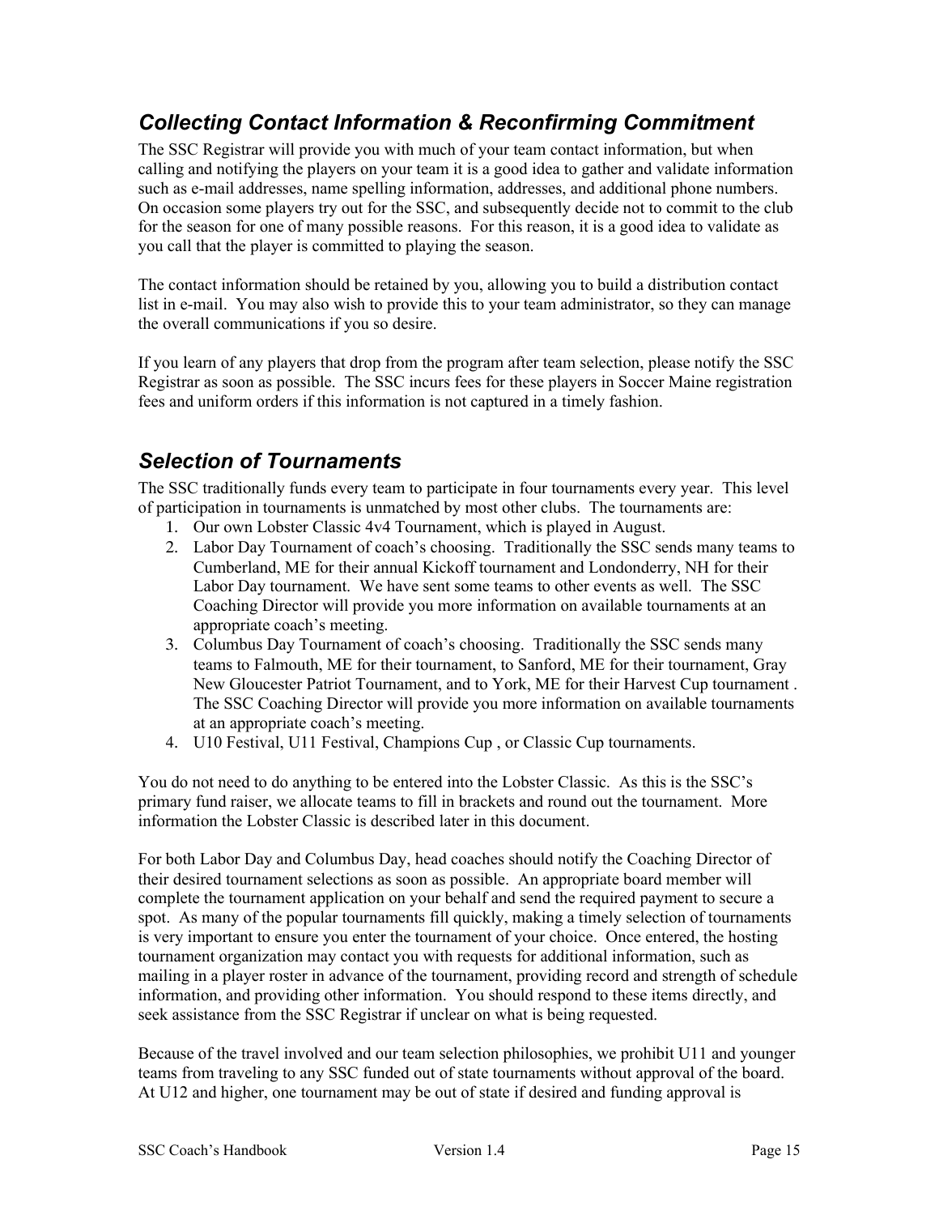## *Collecting Contact Information & Reconfirming Commitment*

The SSC Registrar will provide you with much of your team contact information, but when calling and notifying the players on your team it is a good idea to gather and validate information such as e-mail addresses, name spelling information, addresses, and additional phone numbers. On occasion some players try out for the SSC, and subsequently decide not to commit to the club for the season for one of many possible reasons. For this reason, it is a good idea to validate as you call that the player is committed to playing the season.

The contact information should be retained by you, allowing you to build a distribution contact list in e-mail. You may also wish to provide this to your team administrator, so they can manage the overall communications if you so desire.

If you learn of any players that drop from the program after team selection, please notify the SSC Registrar as soon as possible. The SSC incurs fees for these players in Soccer Maine registration fees and uniform orders if this information is not captured in a timely fashion.

## *Selection of Tournaments*

The SSC traditionally funds every team to participate in four tournaments every year. This level of participation in tournaments is unmatched by most other clubs. The tournaments are:

1. Our own Lobster Classic 4v4 Tournament, which is played in August.
2. Labor Day Tournament of coach's choosing. Traditionally the SSC sends many teams to Cumberland, ME for their annual Kickoff tournament and Londonderry, NH for their Labor Day tournament. We have sent some teams to other events as well. The SSC Coaching Director will provide you more information on available tournaments at an appropriate coach's meeting.
3. Columbus Day Tournament of coach's choosing. Traditionally the SSC sends many teams to Falmouth, ME for their tournament, to Sanford, ME for their tournament, Gray New Gloucester Patriot Tournament, and to York, ME for their Harvest Cup tournament . The SSC Coaching Director will provide you more information on available tournaments at an appropriate coach's meeting.
4. U10 Festival, U11 Festival, Champions Cup , or Classic Cup tournaments.

You do not need to do anything to be entered into the Lobster Classic. As this is the SSC's primary fund raiser, we allocate teams to fill in brackets and round out the tournament. More information the Lobster Classic is described later in this document.

For both Labor Day and Columbus Day, head coaches should notify the Coaching Director of their desired tournament selections as soon as possible. An appropriate board member will complete the tournament application on your behalf and send the required payment to secure a spot. As many of the popular tournaments fill quickly, making a timely selection of tournaments is very important to ensure you enter the tournament of your choice. Once entered, the hosting tournament organization may contact you with requests for additional information, such as mailing in a player roster in advance of the tournament, providing record and strength of schedule information, and providing other information. You should respond to these items directly, and seek assistance from the SSC Registrar if unclear on what is being requested.

Because of the travel involved and our team selection philosophies, we prohibit U11 and younger teams from traveling to any SSC funded out of state tournaments without approval of the board. At U12 and higher, one tournament may be out of state if desired and funding approval is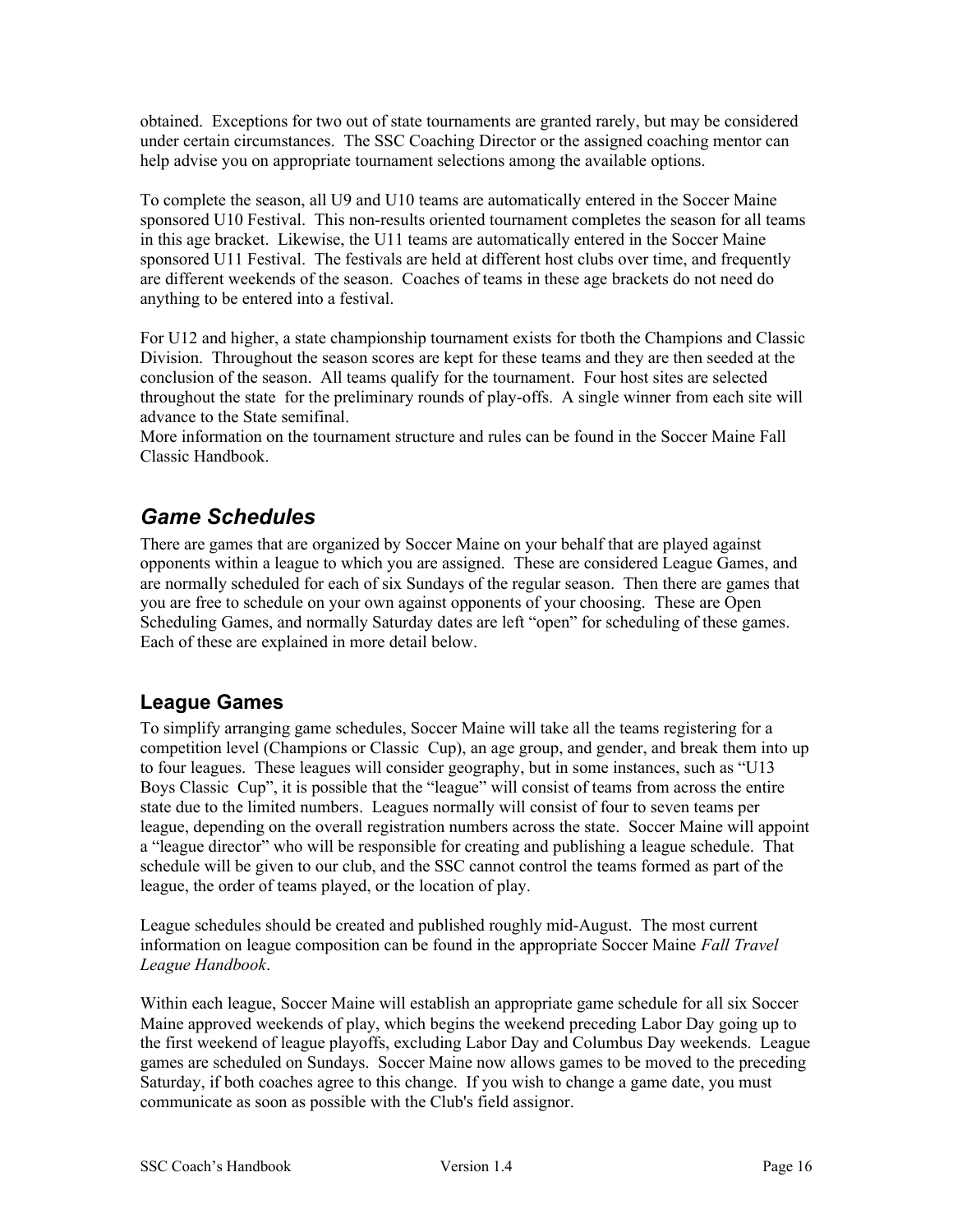obtained. Exceptions for two out of state tournaments are granted rarely, but may be considered under certain circumstances. The SSC Coaching Director or the assigned coaching mentor can help advise you on appropriate tournament selections among the available options.

To complete the season, all U9 and U10 teams are automatically entered in the Soccer Maine sponsored U10 Festival. This non-results oriented tournament completes the season for all teams in this age bracket. Likewise, the U11 teams are automatically entered in the Soccer Maine sponsored U11 Festival. The festivals are held at different host clubs over time, and frequently are different weekends of the season. Coaches of teams in these age brackets do not need do anything to be entered into a festival.

For U12 and higher, a state championship tournament exists for tboth the Champions and Classic Division. Throughout the season scores are kept for these teams and they are then seeded at the conclusion of the season. All teams qualify for the tournament. Four host sites are selected throughout the state for the preliminary rounds of play-offs. A single winner from each site will advance to the State semifinal.
More information on the tournament structure and rules can be found in the Soccer Maine Fall Classic Handbook.

## *Game Schedules*

There are games that are organized by Soccer Maine on your behalf that are played against opponents within a league to which you are assigned. These are considered League Games, and are normally scheduled for each of six Sundays of the regular season. Then there are games that you are free to schedule on your own against opponents of your choosing. These are Open Scheduling Games, and normally Saturday dates are left "open" for scheduling of these games. Each of these are explained in more detail below.

### League Games

To simplify arranging game schedules, Soccer Maine will take all the teams registering for a competition level (Champions or Classic Cup), an age group, and gender, and break them into up to four leagues. These leagues will consider geography, but in some instances, such as "U13 Boys Classic Cup", it is possible that the "league" will consist of teams from across the entire state due to the limited numbers. Leagues normally will consist of four to seven teams per league, depending on the overall registration numbers across the state. Soccer Maine will appoint a "league director" who will be responsible for creating and publishing a league schedule. That schedule will be given to our club, and the SSC cannot control the teams formed as part of the league, the order of teams played, or the location of play.

League schedules should be created and published roughly mid-August. The most current information on league composition can be found in the appropriate Soccer Maine *Fall Travel League Handbook*.

Within each league, Soccer Maine will establish an appropriate game schedule for all six Soccer Maine approved weekends of play, which begins the weekend preceding Labor Day going up to the first weekend of league playoffs, excluding Labor Day and Columbus Day weekends. League games are scheduled on Sundays. Soccer Maine now allows games to be moved to the preceding Saturday, if both coaches agree to this change. If you wish to change a game date, you must communicate as soon as possible with the Club's field assignor.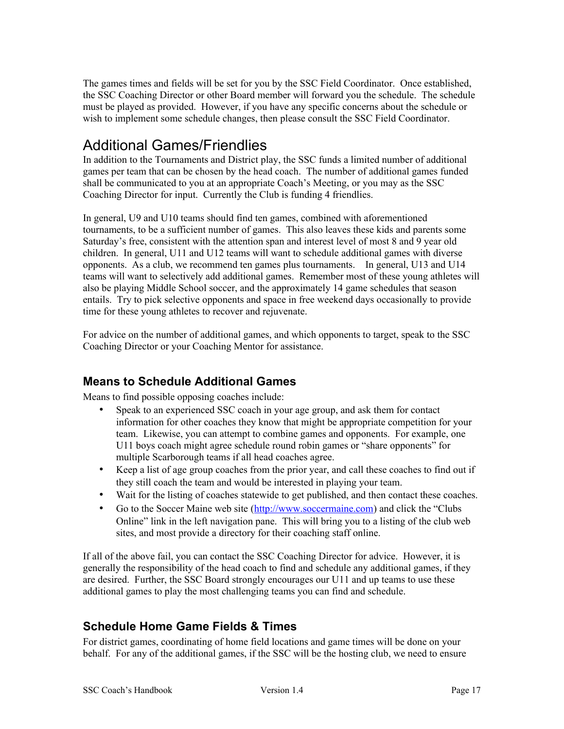The games times and fields will be set for you by the SSC Field Coordinator. Once established, the SSC Coaching Director or other Board member will forward you the schedule. The schedule must be played as provided. However, if you have any specific concerns about the schedule or wish to implement some schedule changes, then please consult the SSC Field Coordinator.

# Additional Games/Friendlies

In addition to the Tournaments and District play, the SSC funds a limited number of additional games per team that can be chosen by the head coach. The number of additional games funded shall be communicated to you at an appropriate Coach's Meeting, or you may as the SSC Coaching Director for input. Currently the Club is funding 4 friendlies.

In general, U9 and U10 teams should find ten games, combined with aforementioned tournaments, to be a sufficient number of games. This also leaves these kids and parents some Saturday's free, consistent with the attention span and interest level of most 8 and 9 year old children. In general, U11 and U12 teams will want to schedule additional games with diverse opponents. As a club, we recommend ten games plus tournaments. In general, U13 and U14 teams will want to selectively add additional games. Remember most of these young athletes will also be playing Middle School soccer, and the approximately 14 game schedules that season entails. Try to pick selective opponents and space in free weekend days occasionally to provide time for these young athletes to recover and rejuvenate.

For advice on the number of additional games, and which opponents to target, speak to the SSC Coaching Director or your Coaching Mentor for assistance.

## Means to Schedule Additional Games

Means to find possible opposing coaches include:

- Speak to an experienced SSC coach in your age group, and ask them for contact information for other coaches they know that might be appropriate competition for your team. Likewise, you can attempt to combine games and opponents. For example, one U11 boys coach might agree schedule round robin games or "share opponents" for multiple Scarborough teams if all head coaches agree.
- Keep a list of age group coaches from the prior year, and call these coaches to find out if they still coach the team and would be interested in playing your team.
- Wait for the listing of coaches statewide to get published, and then contact these coaches.
- Go to the Soccer Maine web site ([http://www.soccermaine.com](http://www.soccermaine.com)) and click the "Clubs Online" link in the left navigation pane. This will bring you to a listing of the club web sites, and most provide a directory for their coaching staff online.

If all of the above fail, you can contact the SSC Coaching Director for advice. However, it is generally the responsibility of the head coach to find and schedule any additional games, if they are desired. Further, the SSC Board strongly encourages our U11 and up teams to use these additional games to play the most challenging teams you can find and schedule.

## Schedule Home Game Fields & Times

For district games, coordinating of home field locations and game times will be done on your behalf. For any of the additional games, if the SSC will be the hosting club, we need to ensure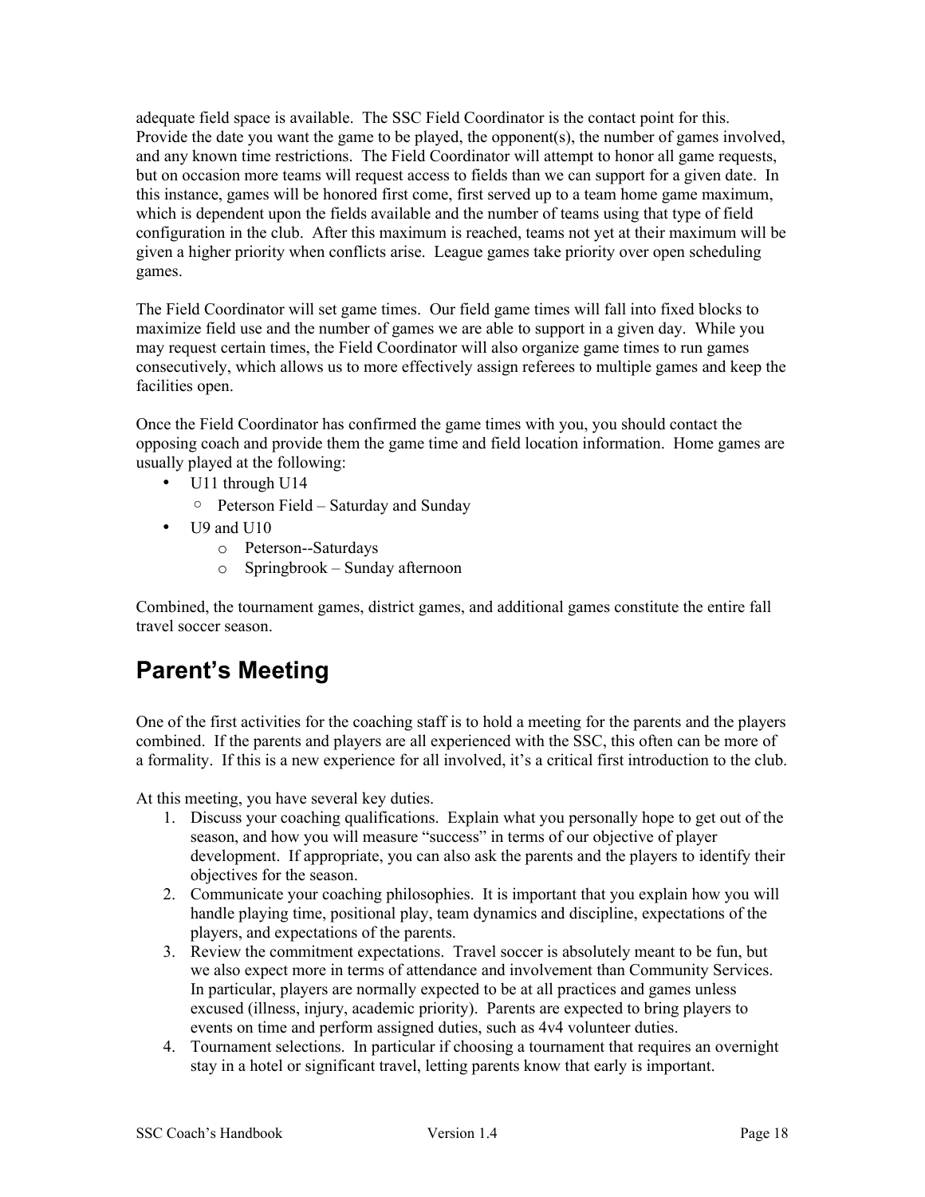adequate field space is available. The SSC Field Coordinator is the contact point for this. Provide the date you want the game to be played, the opponent(s), the number of games involved, and any known time restrictions. The Field Coordinator will attempt to honor all game requests, but on occasion more teams will request access to fields than we can support for a given date. In this instance, games will be honored first come, first served up to a team home game maximum, which is dependent upon the fields available and the number of teams using that type of field configuration in the club. After this maximum is reached, teams not yet at their maximum will be given a higher priority when conflicts arise. League games take priority over open scheduling games.

The Field Coordinator will set game times. Our field game times will fall into fixed blocks to maximize field use and the number of games we are able to support in a given day. While you may request certain times, the Field Coordinator will also organize game times to run games consecutively, which allows us to more effectively assign referees to multiple games and keep the facilities open.

Once the Field Coordinator has confirmed the game times with you, you should contact the opposing coach and provide them the game time and field location information. Home games are usually played at the following:

- U11 through U14
  - Peterson Field – Saturday and Sunday
- U9 and U10
  - Peterson--Saturdays
  - Springbrook – Sunday afternoon

Combined, the tournament games, district games, and additional games constitute the entire fall travel soccer season.

# Parent's Meeting

One of the first activities for the coaching staff is to hold a meeting for the parents and the players combined. If the parents and players are all experienced with the SSC, this often can be more of a formality. If this is a new experience for all involved, it's a critical first introduction to the club.

At this meeting, you have several key duties.

1. Discuss your coaching qualifications. Explain what you personally hope to get out of the season, and how you will measure "success" in terms of our objective of player development. If appropriate, you can also ask the parents and the players to identify their objectives for the season.
2. Communicate your coaching philosophies. It is important that you explain how you will handle playing time, positional play, team dynamics and discipline, expectations of the players, and expectations of the parents.
3. Review the commitment expectations. Travel soccer is absolutely meant to be fun, but we also expect more in terms of attendance and involvement than Community Services. In particular, players are normally expected to be at all practices and games unless excused (illness, injury, academic priority). Parents are expected to bring players to events on time and perform assigned duties, such as 4v4 volunteer duties.
4. Tournament selections. In particular if choosing a tournament that requires an overnight stay in a hotel or significant travel, letting parents know that early is important.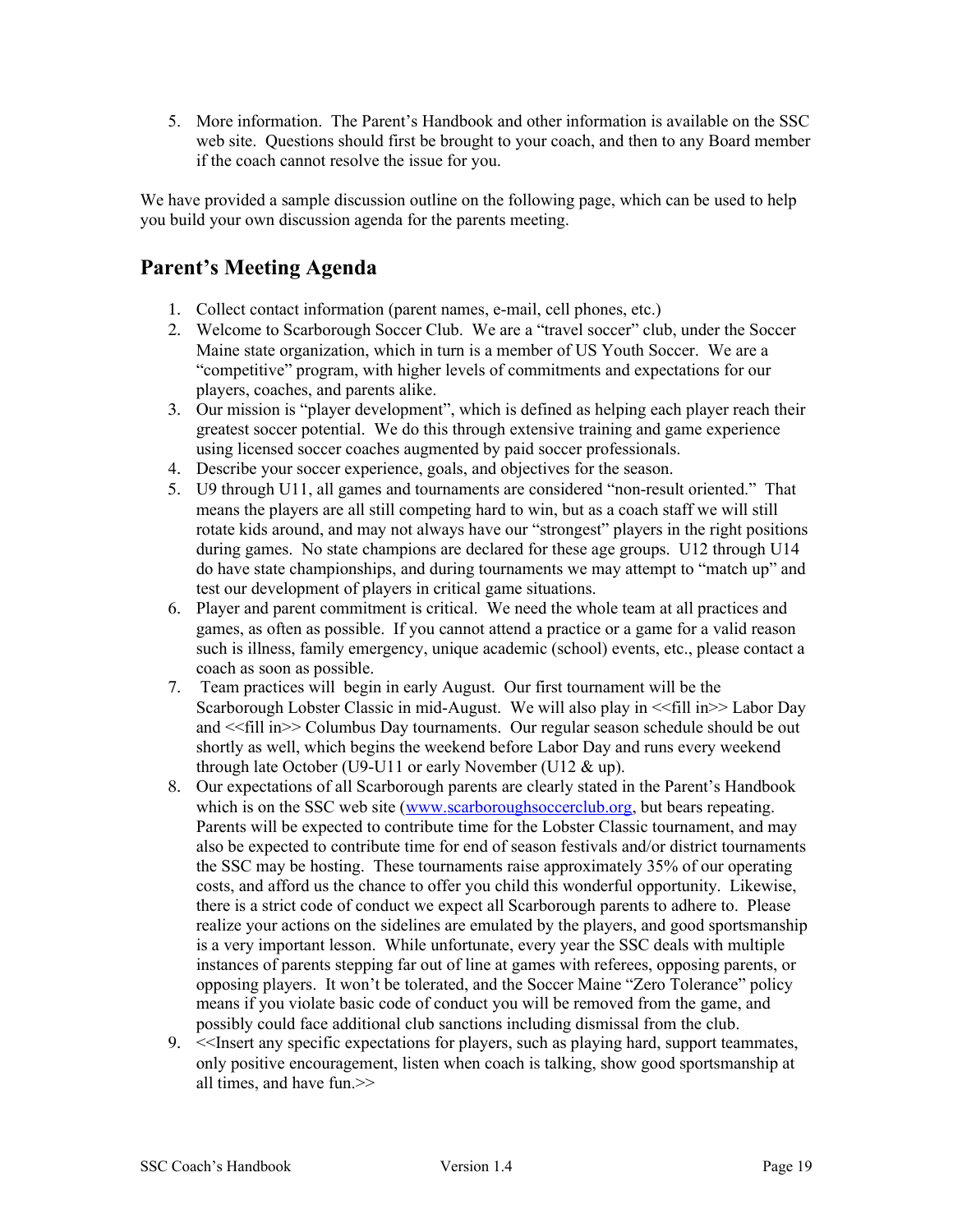5. More information. The Parent's Handbook and other information is available on the SSC web site. Questions should first be brought to your coach, and then to any Board member if the coach cannot resolve the issue for you.

We have provided a sample discussion outline on the following page, which can be used to help you build your own discussion agenda for the parents meeting.

## Parent's Meeting Agenda

1. Collect contact information (parent names, e-mail, cell phones, etc.)
2. Welcome to Scarborough Soccer Club. We are a "travel soccer" club, under the Soccer Maine state organization, which in turn is a member of US Youth Soccer. We are a "competitive" program, with higher levels of commitments and expectations for our players, coaches, and parents alike.
3. Our mission is "player development", which is defined as helping each player reach their greatest soccer potential. We do this through extensive training and game experience using licensed soccer coaches augmented by paid soccer professionals.
4. Describe your soccer experience, goals, and objectives for the season.
5. U9 through U11, all games and tournaments are considered "non-result oriented." That means the players are all still competing hard to win, but as a coach staff we will still rotate kids around, and may not always have our "strongest" players in the right positions during games. No state champions are declared for these age groups. U12 through U14 do have state championships, and during tournaments we may attempt to "match up" and test our development of players in critical game situations.
6. Player and parent commitment is critical. We need the whole team at all practices and games, as often as possible. If you cannot attend a practice or a game for a valid reason such is illness, family emergency, unique academic (school) events, etc., please contact a coach as soon as possible.
7. Team practices will begin in early August. Our first tournament will be the Scarborough Lobster Classic in mid-August. We will also play in <<fill in>> Labor Day and <<fill in>> Columbus Day tournaments. Our regular season schedule should be out shortly as well, which begins the weekend before Labor Day and runs every weekend through late October (U9-U11 or early November (U12 & up).
8. Our expectations of all Scarborough parents are clearly stated in the Parent's Handbook which is on the SSC web site (www.scarboroughsoccerclub.org, but bears repeating. Parents will be expected to contribute time for the Lobster Classic tournament, and may also be expected to contribute time for end of season festivals and/or district tournaments the SSC may be hosting. These tournaments raise approximately 35% of our operating costs, and afford us the chance to offer you child this wonderful opportunity. Likewise, there is a strict code of conduct we expect all Scarborough parents to adhere to. Please realize your actions on the sidelines are emulated by the players, and good sportsmanship is a very important lesson. While unfortunate, every year the SSC deals with multiple instances of parents stepping far out of line at games with referees, opposing parents, or opposing players. It won't be tolerated, and the Soccer Maine "Zero Tolerance" policy means if you violate basic code of conduct you will be removed from the game, and possibly could face additional club sanctions including dismissal from the club.
9. <<Insert any specific expectations for players, such as playing hard, support teammates, only positive encouragement, listen when coach is talking, show good sportsmanship at all times, and have fun.>>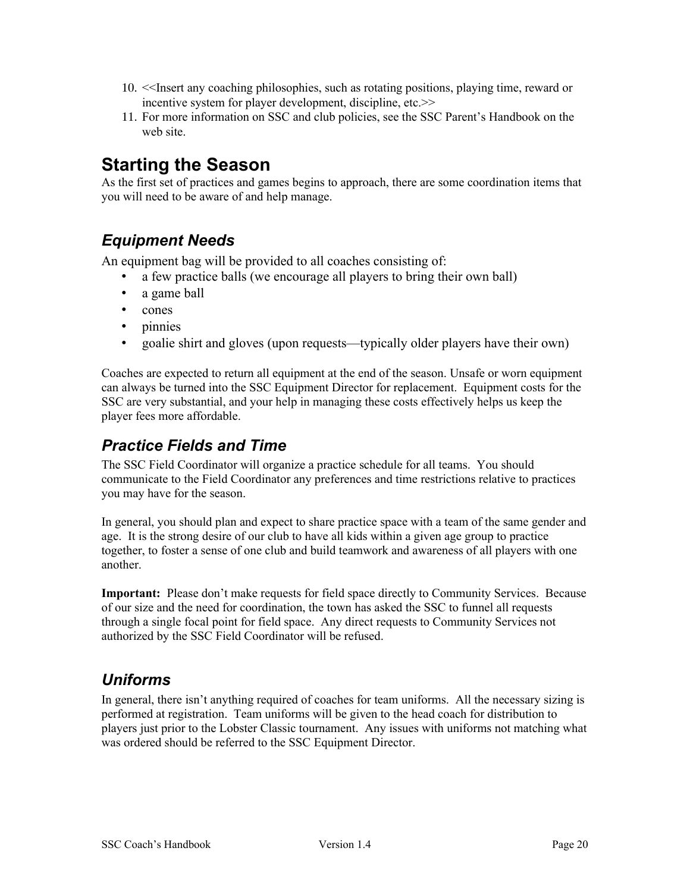10. <<Insert any coaching philosophies, such as rotating positions, playing time, reward or incentive system for player development, discipline, etc.>>
11. For more information on SSC and club policies, see the SSC Parent's Handbook on the web site.

# Starting the Season

As the first set of practices and games begins to approach, there are some coordination items that you will need to be aware of and help manage.

## *Equipment Needs*

An equipment bag will be provided to all coaches consisting of:

- a few practice balls (we encourage all players to bring their own ball)
- a game ball
- cones
- pinnies
- goalie shirt and gloves (upon requests—typically older players have their own)

Coaches are expected to return all equipment at the end of the season. Unsafe or worn equipment can always be turned into the SSC Equipment Director for replacement. Equipment costs for the SSC are very substantial, and your help in managing these costs effectively helps us keep the player fees more affordable.

## *Practice Fields and Time*

The SSC Field Coordinator will organize a practice schedule for all teams. You should communicate to the Field Coordinator any preferences and time restrictions relative to practices you may have for the season.

In general, you should plan and expect to share practice space with a team of the same gender and age. It is the strong desire of our club to have all kids within a given age group to practice together, to foster a sense of one club and build teamwork and awareness of all players with one another.

**Important:** Please don't make requests for field space directly to Community Services. Because of our size and the need for coordination, the town has asked the SSC to funnel all requests through a single focal point for field space. Any direct requests to Community Services not authorized by the SSC Field Coordinator will be refused.

## *Uniforms*

In general, there isn't anything required of coaches for team uniforms. All the necessary sizing is performed at registration. Team uniforms will be given to the head coach for distribution to players just prior to the Lobster Classic tournament. Any issues with uniforms not matching what was ordered should be referred to the SSC Equipment Director.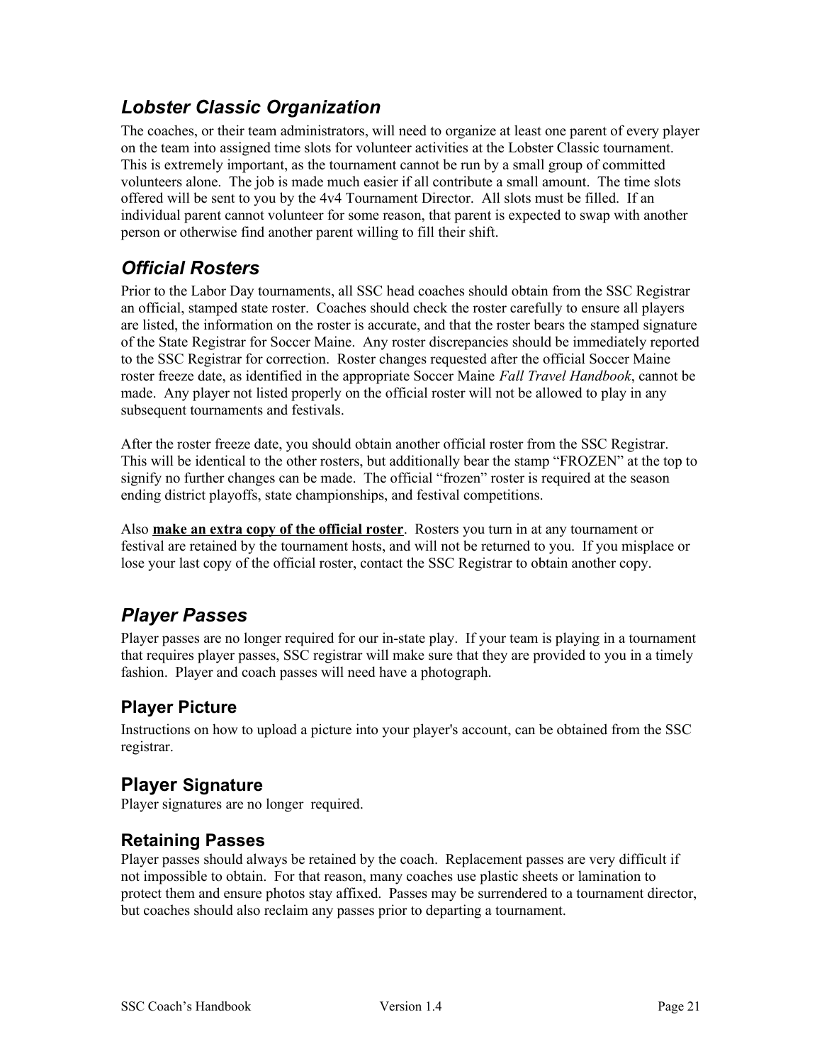## *Lobster Classic Organization*

The coaches, or their team administrators, will need to organize at least one parent of every player on the team into assigned time slots for volunteer activities at the Lobster Classic tournament. This is extremely important, as the tournament cannot be run by a small group of committed volunteers alone. The job is made much easier if all contribute a small amount. The time slots offered will be sent to you by the 4v4 Tournament Director. All slots must be filled. If an individual parent cannot volunteer for some reason, that parent is expected to swap with another person or otherwise find another parent willing to fill their shift.

## *Official Rosters*

Prior to the Labor Day tournaments, all SSC head coaches should obtain from the SSC Registrar an official, stamped state roster. Coaches should check the roster carefully to ensure all players are listed, the information on the roster is accurate, and that the roster bears the stamped signature of the State Registrar for Soccer Maine. Any roster discrepancies should be immediately reported to the SSC Registrar for correction. Roster changes requested after the official Soccer Maine roster freeze date, as identified in the appropriate Soccer Maine *Fall Travel Handbook*, cannot be made. Any player not listed properly on the official roster will not be allowed to play in any subsequent tournaments and festivals.

After the roster freeze date, you should obtain another official roster from the SSC Registrar. This will be identical to the other rosters, but additionally bear the stamp "FROZEN" at the top to signify no further changes can be made. The official "frozen" roster is required at the season ending district playoffs, state championships, and festival competitions.

Also **make an extra copy of the official roster**. Rosters you turn in at any tournament or festival are retained by the tournament hosts, and will not be returned to you. If you misplace or lose your last copy of the official roster, contact the SSC Registrar to obtain another copy.

## *Player Passes*

Player passes are no longer required for our in-state play. If your team is playing in a tournament that requires player passes, SSC registrar will make sure that they are provided to you in a timely fashion. Player and coach passes will need have a photograph.

### Player Picture

Instructions on how to upload a picture into your player's account, can be obtained from the SSC registrar.

### Player Signature

Player signatures are no longer required.

### Retaining Passes

Player passes should always be retained by the coach. Replacement passes are very difficult if not impossible to obtain. For that reason, many coaches use plastic sheets or lamination to protect them and ensure photos stay affixed. Passes may be surrendered to a tournament director, but coaches should also reclaim any passes prior to departing a tournament.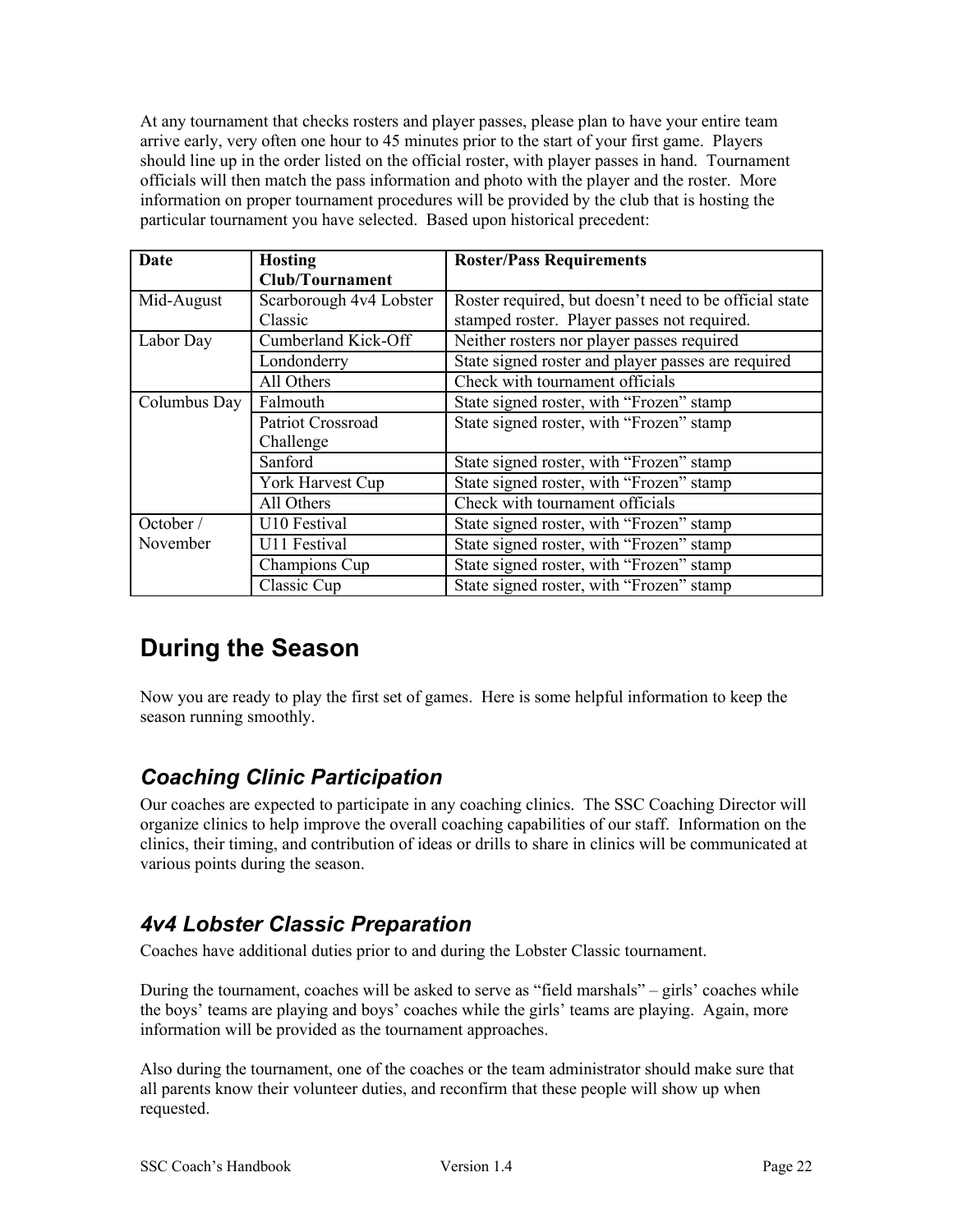At any tournament that checks rosters and player passes, please plan to have your entire team arrive early, very often one hour to 45 minutes prior to the start of your first game. Players should line up in the order listed on the official roster, with player passes in hand. Tournament officials will then match the pass information and photo with the player and the roster. More information on proper tournament procedures will be provided by the club that is hosting the particular tournament you have selected. Based upon historical precedent:

| Date | Hosting Club/Tournament | Roster/Pass Requirements |
|---|---|---|
| Mid-August | Scarborough 4v4 Lobster Classic | Roster required, but doesn't need to be official state stamped roster. Player passes not required. |
| Labor Day | Cumberland Kick-Off | Neither rosters nor player passes required |
| | Londonderry | State signed roster and player passes are required |
| | All Others | Check with tournament officials |
| Columbus Day | Falmouth | State signed roster, with "Frozen" stamp |
| | Patriot Crossroad Challenge | State signed roster, with "Frozen" stamp |
| | Sanford | State signed roster, with "Frozen" stamp |
| | York Harvest Cup | State signed roster, with "Frozen" stamp |
| | All Others | Check with tournament officials |
| October / November | U10 Festival | State signed roster, with "Frozen" stamp |
| | U11 Festival | State signed roster, with "Frozen" stamp |
| | Champions Cup | State signed roster, with "Frozen" stamp |
| | Classic Cup | State signed roster, with "Frozen" stamp |

# During the Season

Now you are ready to play the first set of games. Here is some helpful information to keep the season running smoothly.

## *Coaching Clinic Participation*

Our coaches are expected to participate in any coaching clinics. The SSC Coaching Director will organize clinics to help improve the overall coaching capabilities of our staff. Information on the clinics, their timing, and contribution of ideas or drills to share in clinics will be communicated at various points during the season.

## *4v4 Lobster Classic Preparation*

Coaches have additional duties prior to and during the Lobster Classic tournament.

During the tournament, coaches will be asked to serve as "field marshals" – girls' coaches while the boys' teams are playing and boys' coaches while the girls' teams are playing. Again, more information will be provided as the tournament approaches.

Also during the tournament, one of the coaches or the team administrator should make sure that all parents know their volunteer duties, and reconfirm that these people will show up when requested.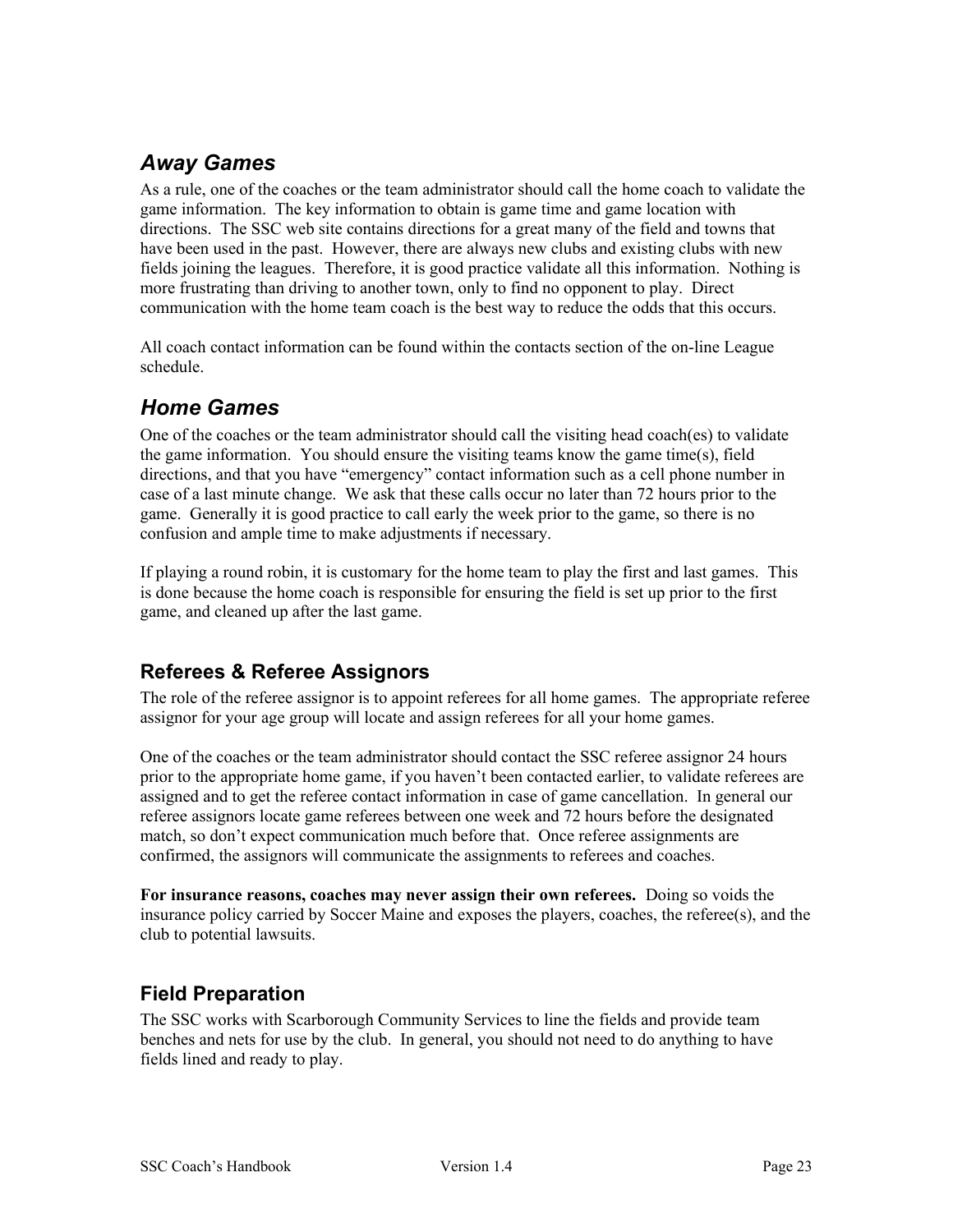## *Away Games*

As a rule, one of the coaches or the team administrator should call the home coach to validate the game information. The key information to obtain is game time and game location with directions. The SSC web site contains directions for a great many of the field and towns that have been used in the past. However, there are always new clubs and existing clubs with new fields joining the leagues. Therefore, it is good practice validate all this information. Nothing is more frustrating than driving to another town, only to find no opponent to play. Direct communication with the home team coach is the best way to reduce the odds that this occurs.

All coach contact information can be found within the contacts section of the on-line League schedule.

## *Home Games*

One of the coaches or the team administrator should call the visiting head coach(es) to validate the game information. You should ensure the visiting teams know the game time(s), field directions, and that you have "emergency" contact information such as a cell phone number in case of a last minute change. We ask that these calls occur no later than 72 hours prior to the game. Generally it is good practice to call early the week prior to the game, so there is no confusion and ample time to make adjustments if necessary.

If playing a round robin, it is customary for the home team to play the first and last games. This is done because the home coach is responsible for ensuring the field is set up prior to the first game, and cleaned up after the last game.

### Referees & Referee Assignors

The role of the referee assignor is to appoint referees for all home games. The appropriate referee assignor for your age group will locate and assign referees for all your home games.

One of the coaches or the team administrator should contact the SSC referee assignor 24 hours prior to the appropriate home game, if you haven't been contacted earlier, to validate referees are assigned and to get the referee contact information in case of game cancellation. In general our referee assignors locate game referees between one week and 72 hours before the designated match, so don't expect communication much before that. Once referee assignments are confirmed, the assignors will communicate the assignments to referees and coaches.

**For insurance reasons, coaches may never assign their own referees.** Doing so voids the insurance policy carried by Soccer Maine and exposes the players, coaches, the referee(s), and the club to potential lawsuits.

### Field Preparation

The SSC works with Scarborough Community Services to line the fields and provide team benches and nets for use by the club. In general, you should not need to do anything to have fields lined and ready to play.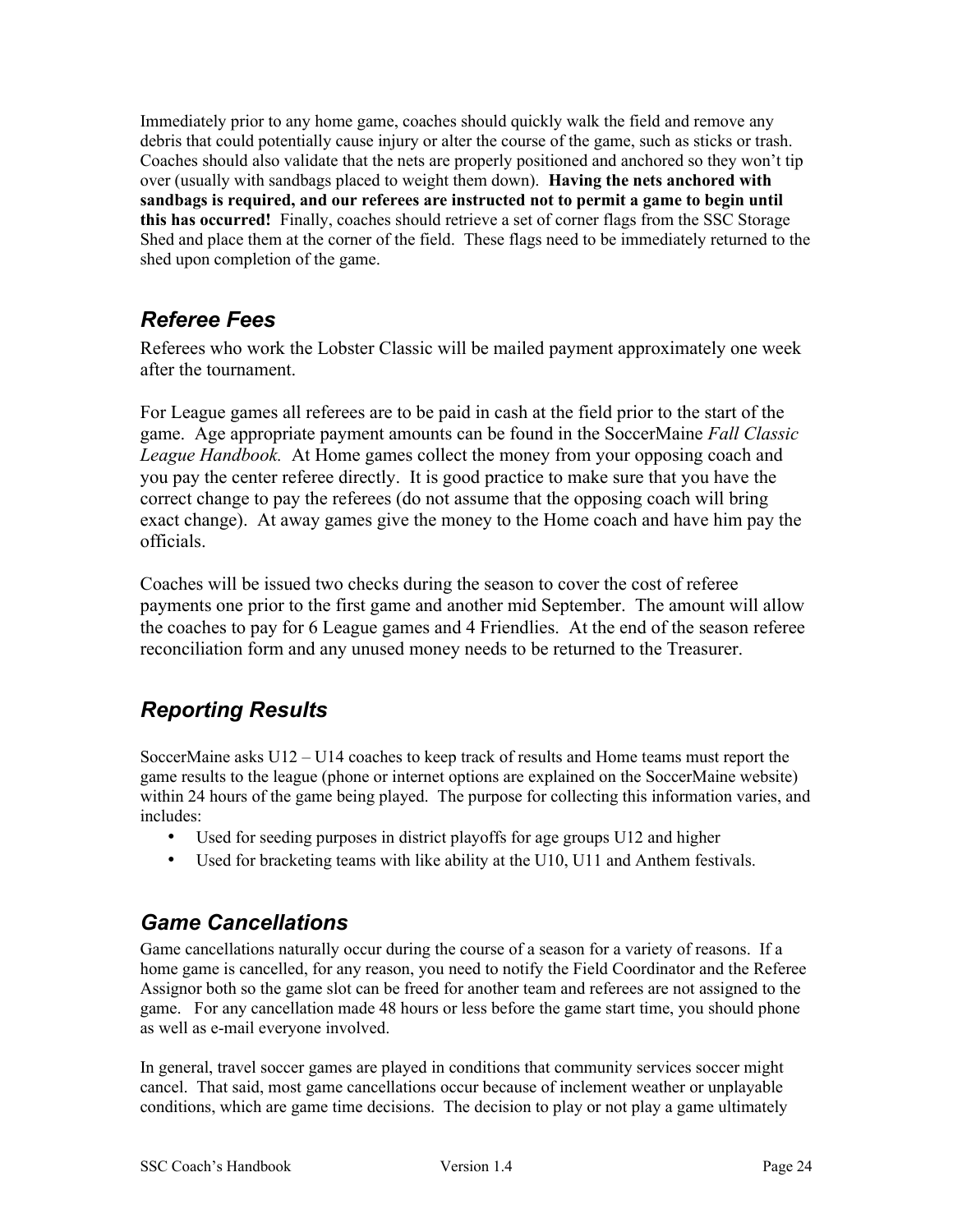Immediately prior to any home game, coaches should quickly walk the field and remove any debris that could potentially cause injury or alter the course of the game, such as sticks or trash. Coaches should also validate that the nets are properly positioned and anchored so they won't tip over (usually with sandbags placed to weight them down). **Having the nets anchored with sandbags is required, and our referees are instructed not to permit a game to begin until this has occurred!** Finally, coaches should retrieve a set of corner flags from the SSC Storage Shed and place them at the corner of the field. These flags need to be immediately returned to the shed upon completion of the game.

## *Referee Fees*

Referees who work the Lobster Classic will be mailed payment approximately one week after the tournament.

For League games all referees are to be paid in cash at the field prior to the start of the game. Age appropriate payment amounts can be found in the SoccerMaine *Fall Classic League Handbook.* At Home games collect the money from your opposing coach and you pay the center referee directly. It is good practice to make sure that you have the correct change to pay the referees (do not assume that the opposing coach will bring exact change). At away games give the money to the Home coach and have him pay the officials.

Coaches will be issued two checks during the season to cover the cost of referee payments one prior to the first game and another mid September. The amount will allow the coaches to pay for 6 League games and 4 Friendlies. At the end of the season referee reconciliation form and any unused money needs to be returned to the Treasurer.

## *Reporting Results*

SoccerMaine asks U12 – U14 coaches to keep track of results and Home teams must report the game results to the league (phone or internet options are explained on the SoccerMaine website) within 24 hours of the game being played. The purpose for collecting this information varies, and includes:

- Used for seeding purposes in district playoffs for age groups U12 and higher
- Used for bracketing teams with like ability at the U10, U11 and Anthem festivals.

## *Game Cancellations*

Game cancellations naturally occur during the course of a season for a variety of reasons. If a home game is cancelled, for any reason, you need to notify the Field Coordinator and the Referee Assignor both so the game slot can be freed for another team and referees are not assigned to the game. For any cancellation made 48 hours or less before the game start time, you should phone as well as e-mail everyone involved.

In general, travel soccer games are played in conditions that community services soccer might cancel. That said, most game cancellations occur because of inclement weather or unplayable conditions, which are game time decisions. The decision to play or not play a game ultimately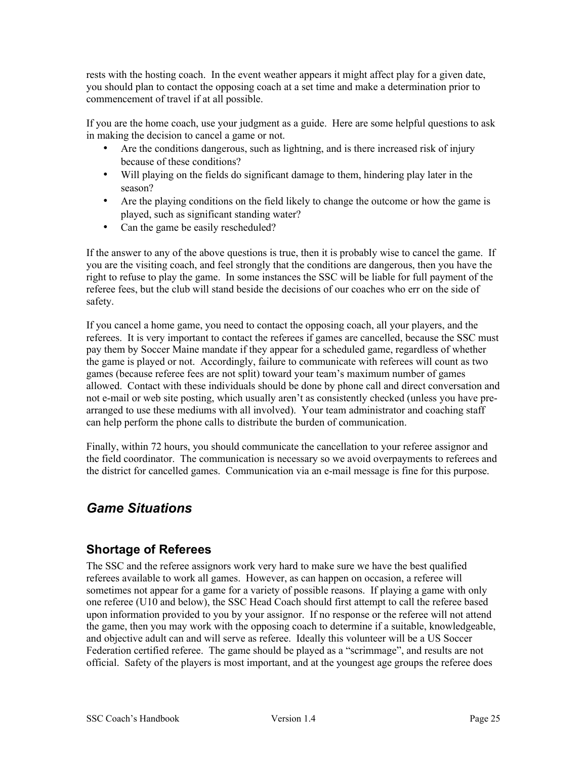rests with the hosting coach. In the event weather appears it might affect play for a given date, you should plan to contact the opposing coach at a set time and make a determination prior to commencement of travel if at all possible.

If you are the home coach, use your judgment as a guide. Here are some helpful questions to ask in making the decision to cancel a game or not.

- Are the conditions dangerous, such as lightning, and is there increased risk of injury because of these conditions?
- Will playing on the fields do significant damage to them, hindering play later in the season?
- Are the playing conditions on the field likely to change the outcome or how the game is played, such as significant standing water?
- Can the game be easily rescheduled?

If the answer to any of the above questions is true, then it is probably wise to cancel the game. If you are the visiting coach, and feel strongly that the conditions are dangerous, then you have the right to refuse to play the game. In some instances the SSC will be liable for full payment of the referee fees, but the club will stand beside the decisions of our coaches who err on the side of safety.

If you cancel a home game, you need to contact the opposing coach, all your players, and the referees. It is very important to contact the referees if games are cancelled, because the SSC must pay them by Soccer Maine mandate if they appear for a scheduled game, regardless of whether the game is played or not. Accordingly, failure to communicate with referees will count as two games (because referee fees are not split) toward your team's maximum number of games allowed. Contact with these individuals should be done by phone call and direct conversation and not e-mail or web site posting, which usually aren't as consistently checked (unless you have pre-arranged to use these mediums with all involved). Your team administrator and coaching staff can help perform the phone calls to distribute the burden of communication.

Finally, within 72 hours, you should communicate the cancellation to your referee assignor and the field coordinator. The communication is necessary so we avoid overpayments to referees and the district for cancelled games. Communication via an e-mail message is fine for this purpose.

# *Game Situations*

## Shortage of Referees

The SSC and the referee assignors work very hard to make sure we have the best qualified referees available to work all games. However, as can happen on occasion, a referee will sometimes not appear for a game for a variety of possible reasons. If playing a game with only one referee (U10 and below), the SSC Head Coach should first attempt to call the referee based upon information provided to you by your assignor. If no response or the referee will not attend the game, then you may work with the opposing coach to determine if a suitable, knowledgeable, and objective adult can and will serve as referee. Ideally this volunteer will be a US Soccer Federation certified referee. The game should be played as a "scrimmage", and results are not official. Safety of the players is most important, and at the youngest age groups the referee does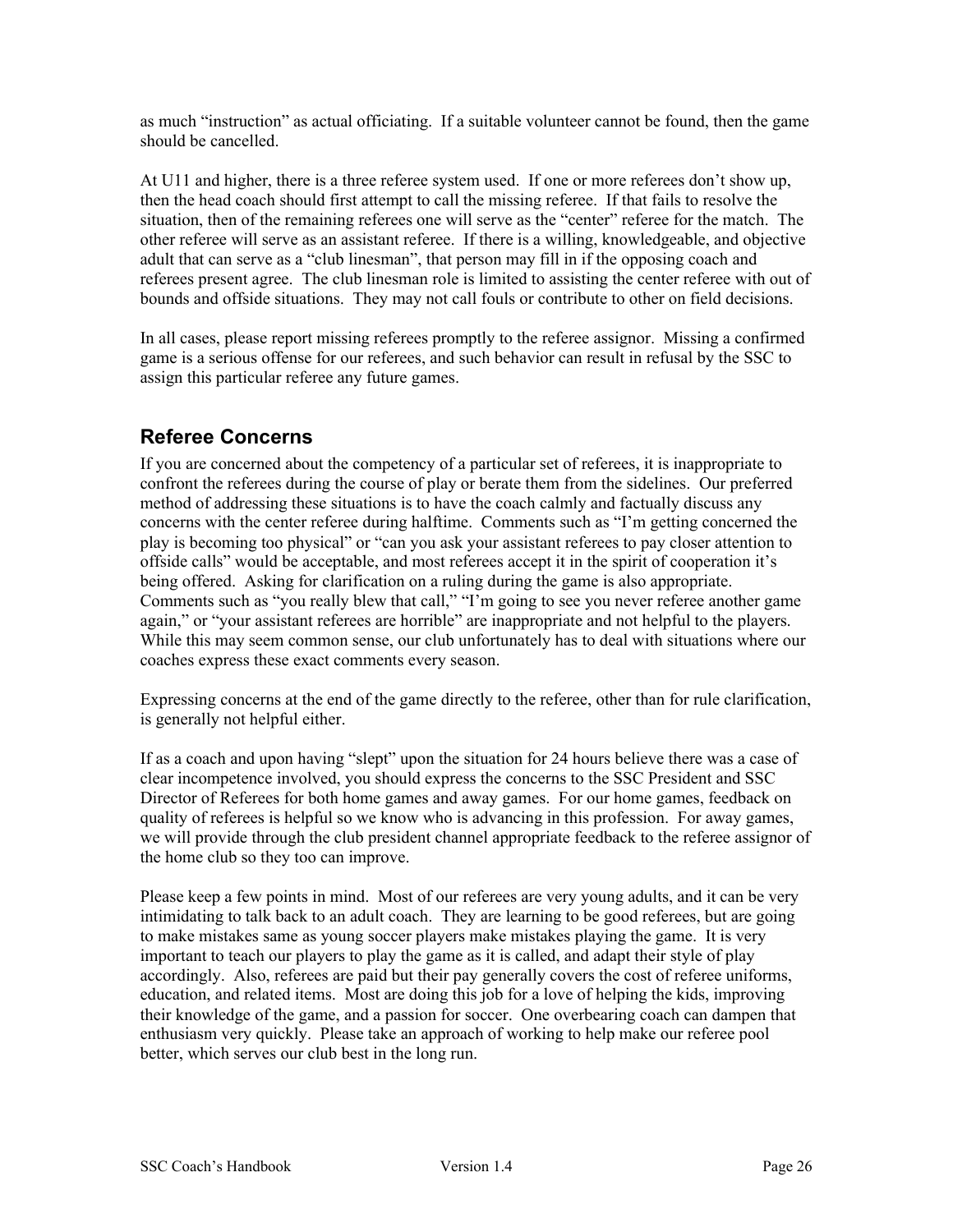as much "instruction" as actual officiating. If a suitable volunteer cannot be found, then the game should be cancelled.

At U11 and higher, there is a three referee system used. If one or more referees don't show up, then the head coach should first attempt to call the missing referee. If that fails to resolve the situation, then of the remaining referees one will serve as the "center" referee for the match. The other referee will serve as an assistant referee. If there is a willing, knowledgeable, and objective adult that can serve as a "club linesman", that person may fill in if the opposing coach and referees present agree. The club linesman role is limited to assisting the center referee with out of bounds and offside situations. They may not call fouls or contribute to other on field decisions.

In all cases, please report missing referees promptly to the referee assignor. Missing a confirmed game is a serious offense for our referees, and such behavior can result in refusal by the SSC to assign this particular referee any future games.

## Referee Concerns

If you are concerned about the competency of a particular set of referees, it is inappropriate to confront the referees during the course of play or berate them from the sidelines. Our preferred method of addressing these situations is to have the coach calmly and factually discuss any concerns with the center referee during halftime. Comments such as "I'm getting concerned the play is becoming too physical" or "can you ask your assistant referees to pay closer attention to offside calls" would be acceptable, and most referees accept it in the spirit of cooperation it's being offered. Asking for clarification on a ruling during the game is also appropriate. Comments such as "you really blew that call," "I'm going to see you never referee another game again," or "your assistant referees are horrible" are inappropriate and not helpful to the players. While this may seem common sense, our club unfortunately has to deal with situations where our coaches express these exact comments every season.

Expressing concerns at the end of the game directly to the referee, other than for rule clarification, is generally not helpful either.

If as a coach and upon having "slept" upon the situation for 24 hours believe there was a case of clear incompetence involved, you should express the concerns to the SSC President and SSC Director of Referees for both home games and away games. For our home games, feedback on quality of referees is helpful so we know who is advancing in this profession. For away games, we will provide through the club president channel appropriate feedback to the referee assignor of the home club so they too can improve.

Please keep a few points in mind. Most of our referees are very young adults, and it can be very intimidating to talk back to an adult coach. They are learning to be good referees, but are going to make mistakes same as young soccer players make mistakes playing the game. It is very important to teach our players to play the game as it is called, and adapt their style of play accordingly. Also, referees are paid but their pay generally covers the cost of referee uniforms, education, and related items. Most are doing this job for a love of helping the kids, improving their knowledge of the game, and a passion for soccer. One overbearing coach can dampen that enthusiasm very quickly. Please take an approach of working to help make our referee pool better, which serves our club best in the long run.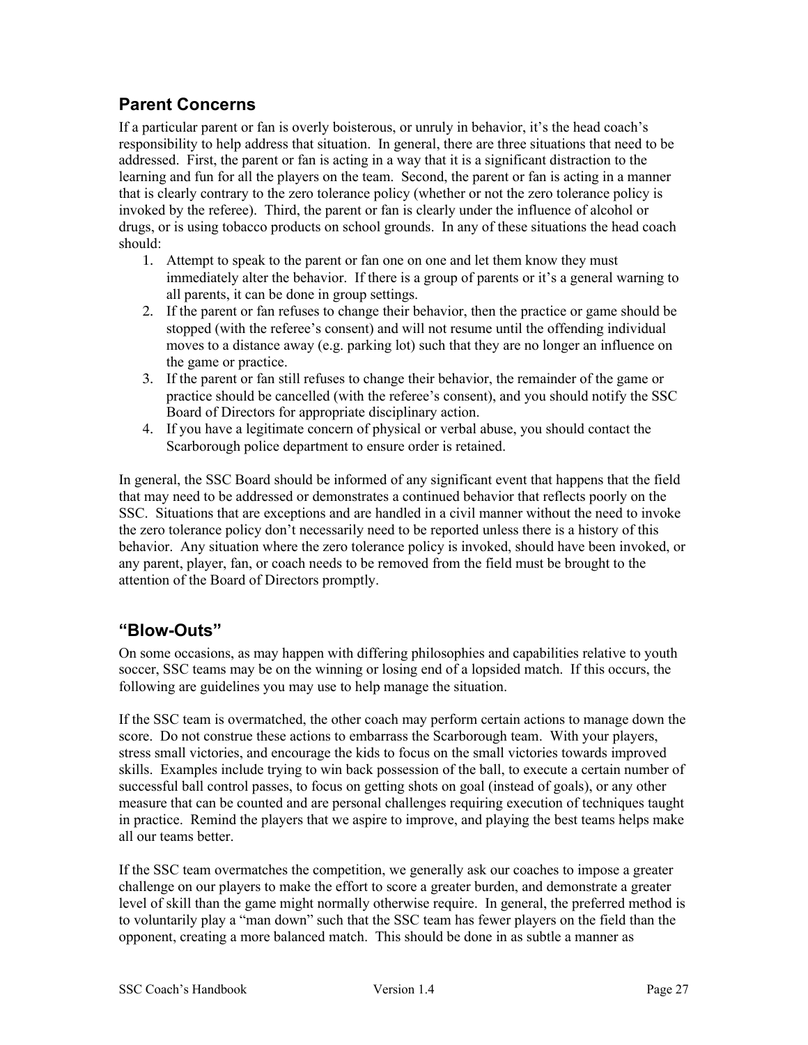## Parent Concerns

If a particular parent or fan is overly boisterous, or unruly in behavior, it's the head coach's responsibility to help address that situation. In general, there are three situations that need to be addressed. First, the parent or fan is acting in a way that it is a significant distraction to the learning and fun for all the players on the team. Second, the parent or fan is acting in a manner that is clearly contrary to the zero tolerance policy (whether or not the zero tolerance policy is invoked by the referee). Third, the parent or fan is clearly under the influence of alcohol or drugs, or is using tobacco products on school grounds. In any of these situations the head coach should:

1. Attempt to speak to the parent or fan one on one and let them know they must immediately alter the behavior. If there is a group of parents or it's a general warning to all parents, it can be done in group settings.
2. If the parent or fan refuses to change their behavior, then the practice or game should be stopped (with the referee's consent) and will not resume until the offending individual moves to a distance away (e.g. parking lot) such that they are no longer an influence on the game or practice.
3. If the parent or fan still refuses to change their behavior, the remainder of the game or practice should be cancelled (with the referee's consent), and you should notify the SSC Board of Directors for appropriate disciplinary action.
4. If you have a legitimate concern of physical or verbal abuse, you should contact the Scarborough police department to ensure order is retained.

In general, the SSC Board should be informed of any significant event that happens that the field that may need to be addressed or demonstrates a continued behavior that reflects poorly on the SSC. Situations that are exceptions and are handled in a civil manner without the need to invoke the zero tolerance policy don't necessarily need to be reported unless there is a history of this behavior. Any situation where the zero tolerance policy is invoked, should have been invoked, or any parent, player, fan, or coach needs to be removed from the field must be brought to the attention of the Board of Directors promptly.

## "Blow-Outs"

On some occasions, as may happen with differing philosophies and capabilities relative to youth soccer, SSC teams may be on the winning or losing end of a lopsided match. If this occurs, the following are guidelines you may use to help manage the situation.

If the SSC team is overmatched, the other coach may perform certain actions to manage down the score. Do not construe these actions to embarrass the Scarborough team. With your players, stress small victories, and encourage the kids to focus on the small victories towards improved skills. Examples include trying to win back possession of the ball, to execute a certain number of successful ball control passes, to focus on getting shots on goal (instead of goals), or any other measure that can be counted and are personal challenges requiring execution of techniques taught in practice. Remind the players that we aspire to improve, and playing the best teams helps make all our teams better.

If the SSC team overmatches the competition, we generally ask our coaches to impose a greater challenge on our players to make the effort to score a greater burden, and demonstrate a greater level of skill than the game might normally otherwise require. In general, the preferred method is to voluntarily play a "man down" such that the SSC team has fewer players on the field than the opponent, creating a more balanced match. This should be done in as subtle a manner as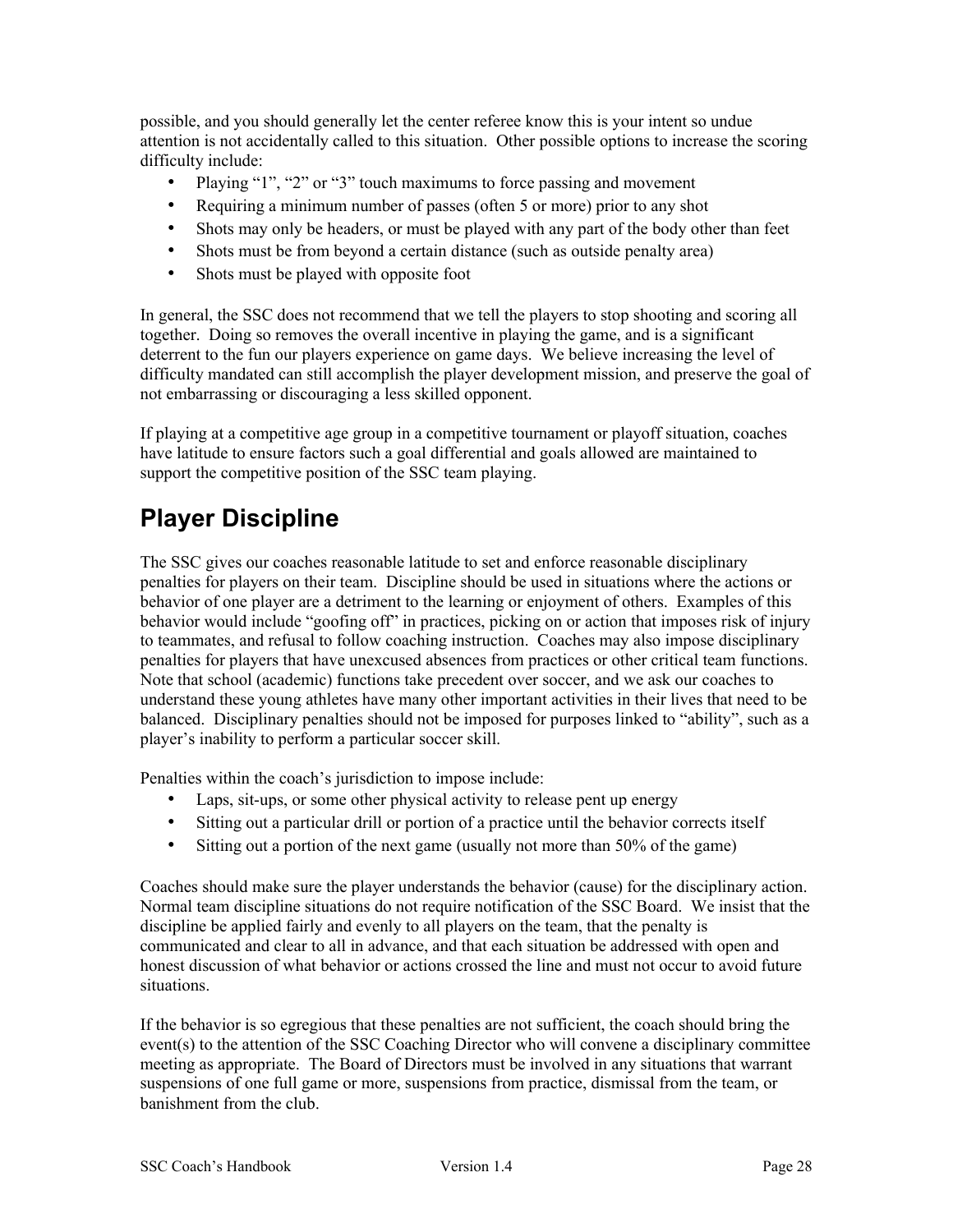possible, and you should generally let the center referee know this is your intent so undue attention is not accidentally called to this situation. Other possible options to increase the scoring difficulty include:

- Playing "1", "2" or "3" touch maximums to force passing and movement
- Requiring a minimum number of passes (often 5 or more) prior to any shot
- Shots may only be headers, or must be played with any part of the body other than feet
- Shots must be from beyond a certain distance (such as outside penalty area)
- Shots must be played with opposite foot

In general, the SSC does not recommend that we tell the players to stop shooting and scoring all together. Doing so removes the overall incentive in playing the game, and is a significant deterrent to the fun our players experience on game days. We believe increasing the level of difficulty mandated can still accomplish the player development mission, and preserve the goal of not embarrassing or discouraging a less skilled opponent.

If playing at a competitive age group in a competitive tournament or playoff situation, coaches have latitude to ensure factors such a goal differential and goals allowed are maintained to support the competitive position of the SSC team playing.

# Player Discipline

The SSC gives our coaches reasonable latitude to set and enforce reasonable disciplinary penalties for players on their team. Discipline should be used in situations where the actions or behavior of one player are a detriment to the learning or enjoyment of others. Examples of this behavior would include "goofing off" in practices, picking on or action that imposes risk of injury to teammates, and refusal to follow coaching instruction. Coaches may also impose disciplinary penalties for players that have unexcused absences from practices or other critical team functions. Note that school (academic) functions take precedent over soccer, and we ask our coaches to understand these young athletes have many other important activities in their lives that need to be balanced. Disciplinary penalties should not be imposed for purposes linked to "ability", such as a player's inability to perform a particular soccer skill.

Penalties within the coach's jurisdiction to impose include:

- Laps, sit-ups, or some other physical activity to release pent up energy
- Sitting out a particular drill or portion of a practice until the behavior corrects itself
- Sitting out a portion of the next game (usually not more than 50% of the game)

Coaches should make sure the player understands the behavior (cause) for the disciplinary action. Normal team discipline situations do not require notification of the SSC Board. We insist that the discipline be applied fairly and evenly to all players on the team, that the penalty is communicated and clear to all in advance, and that each situation be addressed with open and honest discussion of what behavior or actions crossed the line and must not occur to avoid future situations.

If the behavior is so egregious that these penalties are not sufficient, the coach should bring the event(s) to the attention of the SSC Coaching Director who will convene a disciplinary committee meeting as appropriate. The Board of Directors must be involved in any situations that warrant suspensions of one full game or more, suspensions from practice, dismissal from the team, or banishment from the club.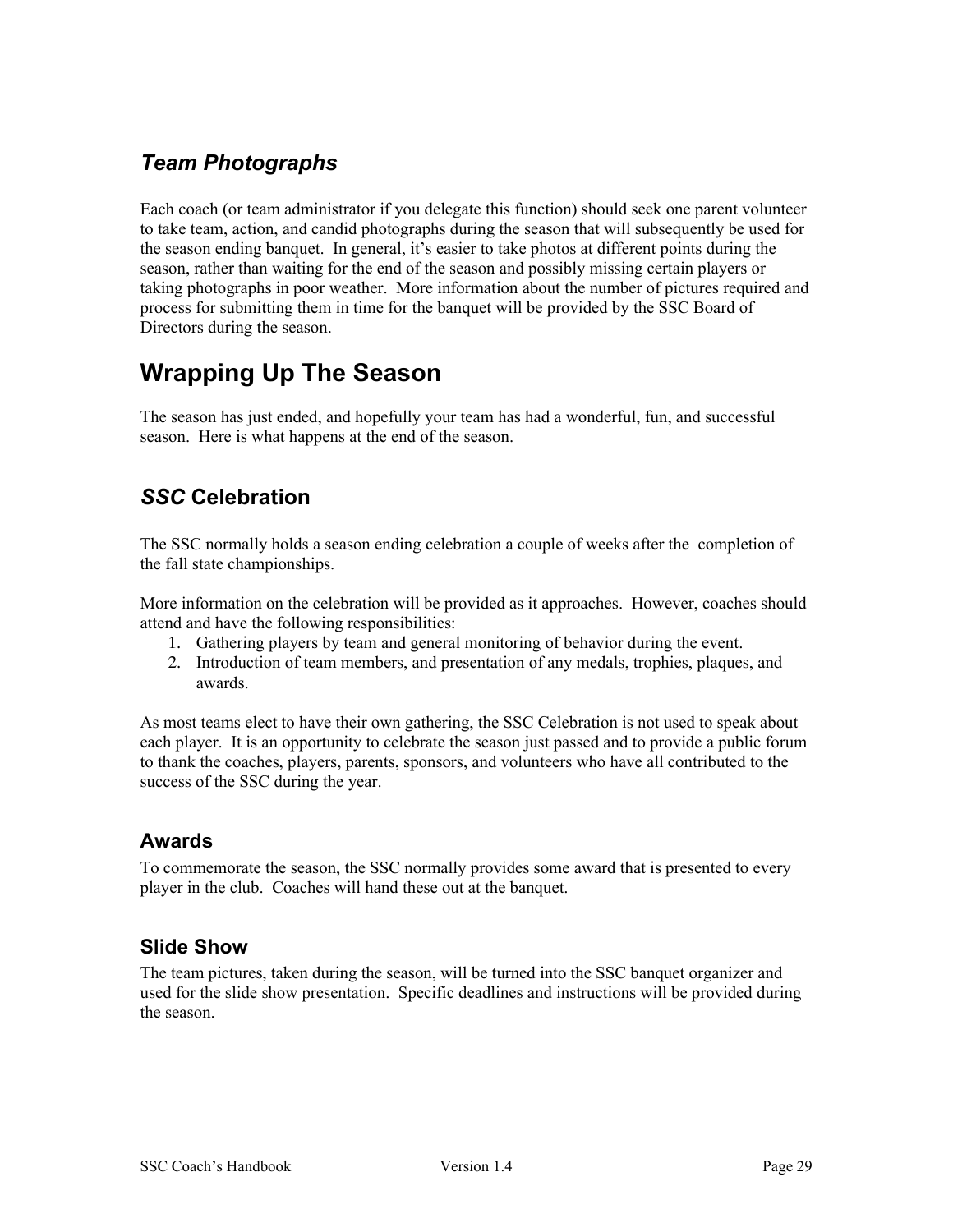### *Team Photographs*

Each coach (or team administrator if you delegate this function) should seek one parent volunteer to take team, action, and candid photographs during the season that will subsequently be used for the season ending banquet. In general, it's easier to take photos at different points during the season, rather than waiting for the end of the season and possibly missing certain players or taking photographs in poor weather. More information about the number of pictures required and process for submitting them in time for the banquet will be provided by the SSC Board of Directors during the season.

## Wrapping Up The Season

The season has just ended, and hopefully your team has had a wonderful, fun, and successful season. Here is what happens at the end of the season.

### *SSC* Celebration

The SSC normally holds a season ending celebration a couple of weeks after the completion of the fall state championships.

More information on the celebration will be provided as it approaches. However, coaches should attend and have the following responsibilities:

1. Gathering players by team and general monitoring of behavior during the event.
2. Introduction of team members, and presentation of any medals, trophies, plaques, and awards.

As most teams elect to have their own gathering, the SSC Celebration is not used to speak about each player. It is an opportunity to celebrate the season just passed and to provide a public forum to thank the coaches, players, parents, sponsors, and volunteers who have all contributed to the success of the SSC during the year.

#### Awards

To commemorate the season, the SSC normally provides some award that is presented to every player in the club. Coaches will hand these out at the banquet.

#### Slide Show

The team pictures, taken during the season, will be turned into the SSC banquet organizer and used for the slide show presentation. Specific deadlines and instructions will be provided during the season.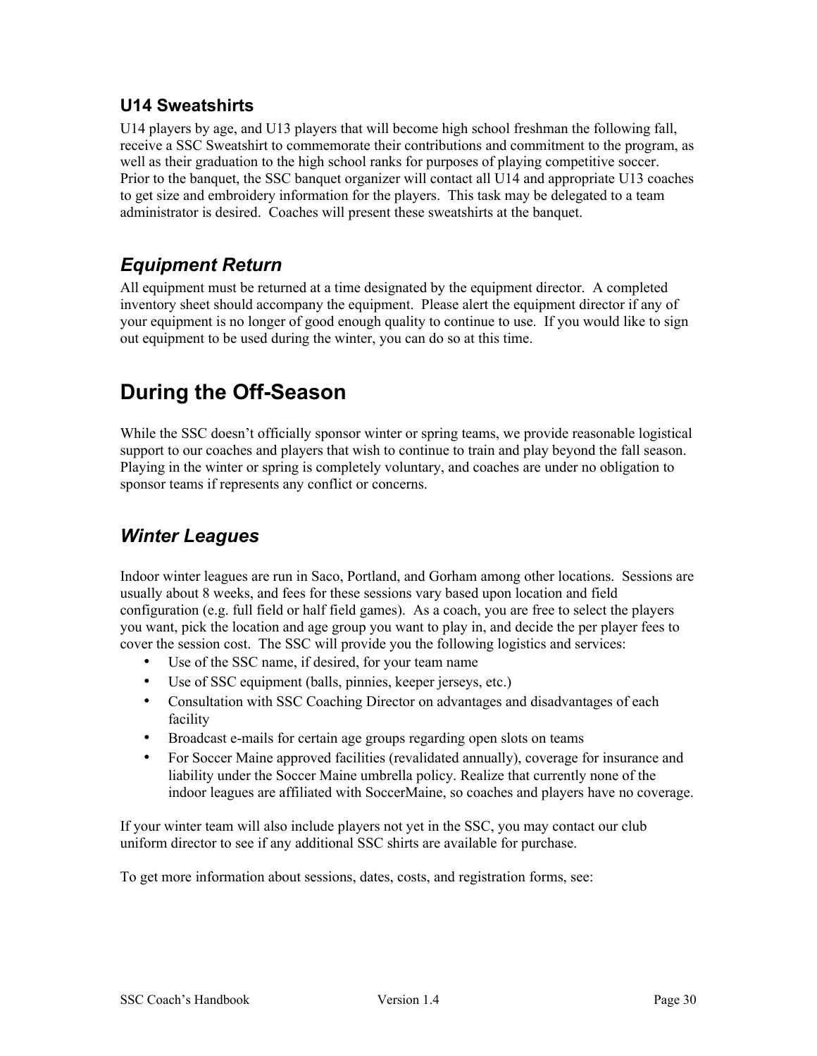### U14 Sweatshirts

U14 players by age, and U13 players that will become high school freshman the following fall, receive a SSC Sweatshirt to commemorate their contributions and commitment to the program, as well as their graduation to the high school ranks for purposes of playing competitive soccer. Prior to the banquet, the SSC banquet organizer will contact all U14 and appropriate U13 coaches to get size and embroidery information for the players. This task may be delegated to a team administrator is desired. Coaches will present these sweatshirts at the banquet.

## *Equipment Return*

All equipment must be returned at a time designated by the equipment director. A completed inventory sheet should accompany the equipment. Please alert the equipment director if any of your equipment is no longer of good enough quality to continue to use. If you would like to sign out equipment to be used during the winter, you can do so at this time.

# During the Off-Season

While the SSC doesn't officially sponsor winter or spring teams, we provide reasonable logistical support to our coaches and players that wish to continue to train and play beyond the fall season. Playing in the winter or spring is completely voluntary, and coaches are under no obligation to sponsor teams if represents any conflict or concerns.

## *Winter Leagues*

Indoor winter leagues are run in Saco, Portland, and Gorham among other locations. Sessions are usually about 8 weeks, and fees for these sessions vary based upon location and field configuration (e.g. full field or half field games). As a coach, you are free to select the players you want, pick the location and age group you want to play in, and decide the per player fees to cover the session cost. The SSC will provide you the following logistics and services:

- Use of the SSC name, if desired, for your team name
- Use of SSC equipment (balls, pinnies, keeper jerseys, etc.)
- Consultation with SSC Coaching Director on advantages and disadvantages of each facility
- Broadcast e-mails for certain age groups regarding open slots on teams
- For Soccer Maine approved facilities (revalidated annually), coverage for insurance and liability under the Soccer Maine umbrella policy. Realize that currently none of the indoor leagues are affiliated with SoccerMaine, so coaches and players have no coverage.

If your winter team will also include players not yet in the SSC, you may contact our club uniform director to see if any additional SSC shirts are available for purchase.

To get more information about sessions, dates, costs, and registration forms, see: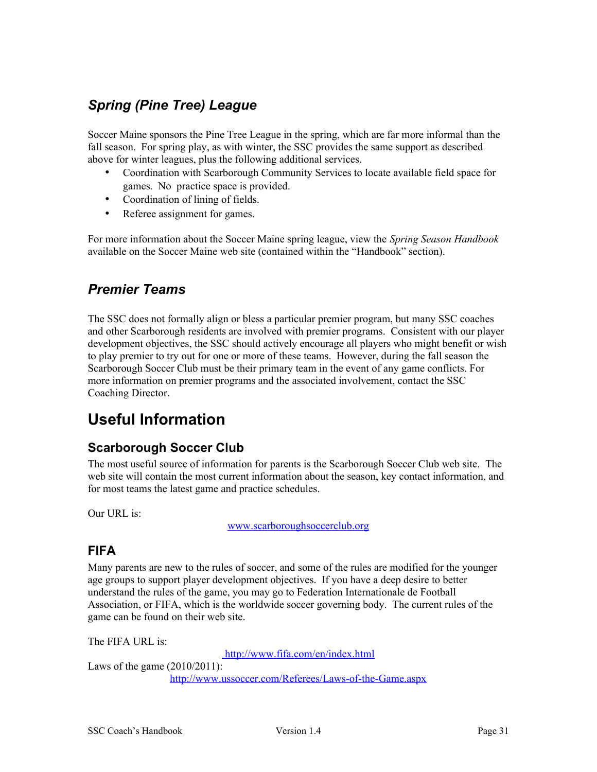### *Spring (Pine Tree) League*

Soccer Maine sponsors the Pine Tree League in the spring, which are far more informal than the fall season. For spring play, as with winter, the SSC provides the same support as described above for winter leagues, plus the following additional services.

- Coordination with Scarborough Community Services to locate available field space for games. No practice space is provided.
- Coordination of lining of fields.
- Referee assignment for games.

For more information about the Soccer Maine spring league, view the *Spring Season Handbook* available on the Soccer Maine web site (contained within the "Handbook" section).

### *Premier Teams*

The SSC does not formally align or bless a particular premier program, but many SSC coaches and other Scarborough residents are involved with premier programs. Consistent with our player development objectives, the SSC should actively encourage all players who might benefit or wish to play premier to try out for one or more of these teams. However, during the fall season the Scarborough Soccer Club must be their primary team in the event of any game conflicts. For more information on premier programs and the associated involvement, contact the SSC Coaching Director.

# Useful Information

## Scarborough Soccer Club

The most useful source of information for parents is the Scarborough Soccer Club web site. The web site will contain the most current information about the season, key contact information, and for most teams the latest game and practice schedules.

Our URL is:

www.scarboroughsoccerclub.org

## FIFA

Many parents are new to the rules of soccer, and some of the rules are modified for the younger age groups to support player development objectives. If you have a deep desire to better understand the rules of the game, you may go to Federation Internationale de Football Association, or FIFA, which is the worldwide soccer governing body. The current rules of the game can be found on their web site.

The FIFA URL is:

http://www.fifa.com/en/index.html

Laws of the game (2010/2011):

http://www.ussoccer.com/Referees/Laws-of-the-Game.aspx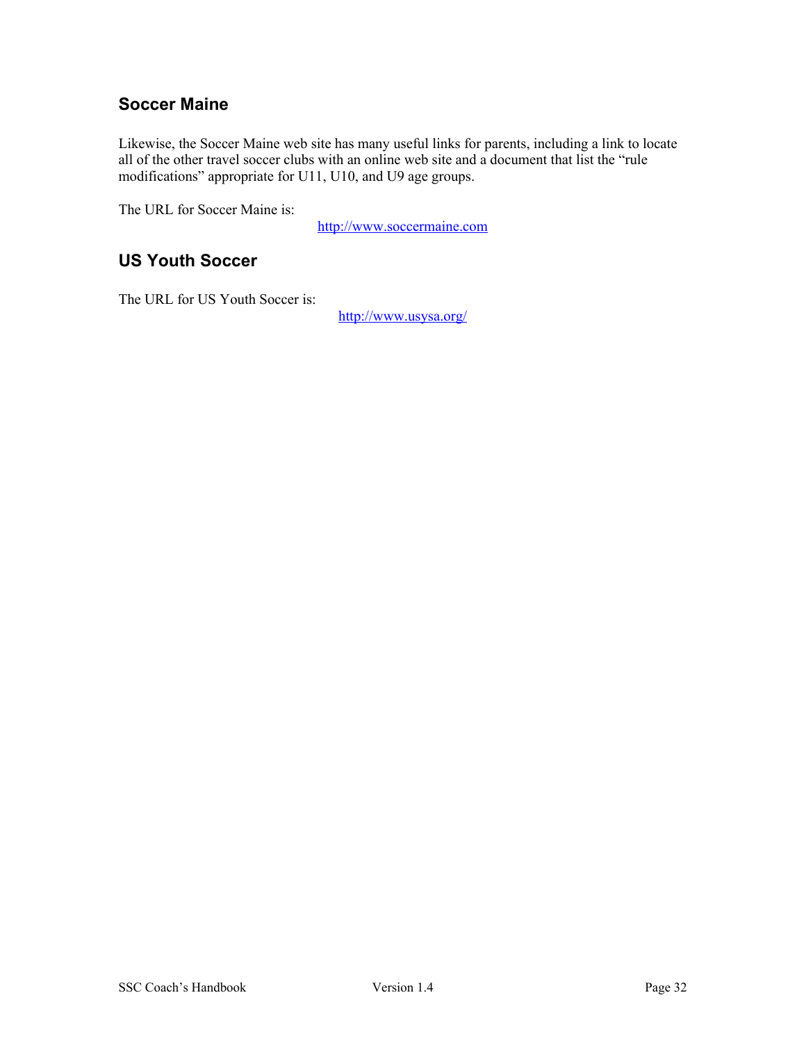## Soccer Maine

Likewise, the Soccer Maine web site has many useful links for parents, including a link to locate all of the other travel soccer clubs with an online web site and a document that list the "rule modifications" appropriate for U11, U10, and U9 age groups.

The URL for Soccer Maine is:

http://www.soccermaine.com

## US Youth Soccer

The URL for US Youth Soccer is:

http://www.usysa.org/